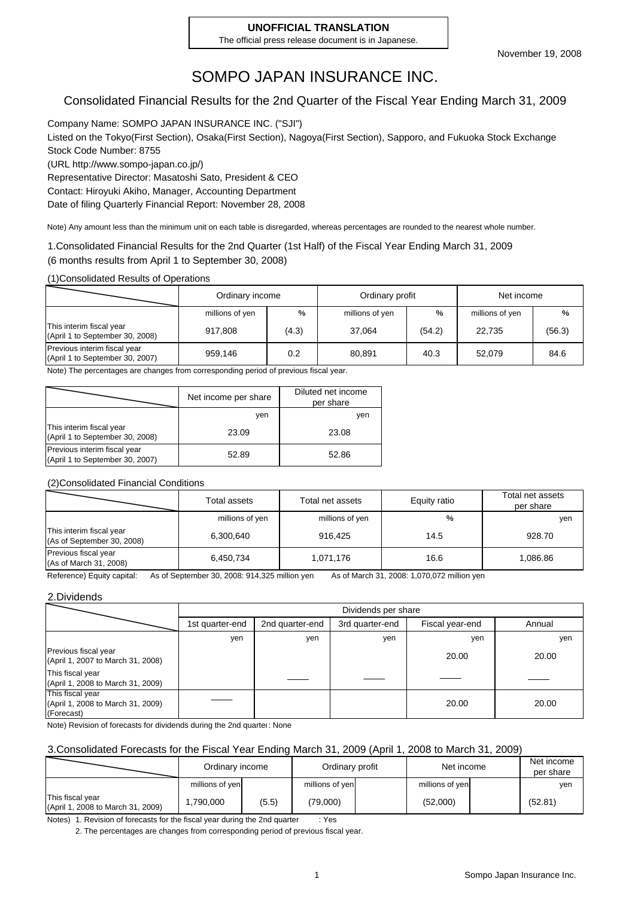**UNOFFICIAL TRANSLATION**
The official press release document is in Japanese.

November 19, 2008

# SOMPO JAPAN INSURANCE INC.

## Consolidated Financial Results for the 2nd Quarter of the Fiscal Year Ending March 31, 2009

Company Name: SOMPO JAPAN INSURANCE INC. ("SJI")
Listed on the Tokyo(First Section), Osaka(First Section), Nagoya(First Section), Sapporo, and Fukuoka Stock Exchange
Stock Code Number: 8755
(URL http://www.sompo-japan.co.jp/)
Representative Director: Masatoshi Sato, President & CEO
Contact: Hiroyuki Akiho, Manager, Accounting Department
Date of filing Quarterly Financial Report: November 28, 2008

Note) Any amount less than the minimum unit on each table is disregarded, whereas percentages are rounded to the nearest whole number.

### 1.Consolidated Financial Results for the 2nd Quarter (1st Half) of the Fiscal Year Ending March 31, 2009
(6 months results from April 1 to September 30, 2008)

#### (1)Consolidated Results of Operations

| | Ordinary income | | Ordinary profit | | Net income | |
|---|---|---|---|---|---|---|
| | millions of yen | % | millions of yen | % | millions of yen | % |
| This interim fiscal year (April 1 to September 30, 2008) | 917,808 | (4.3) | 37,064 | (54.2) | 22,735 | (56.3) |
| Previous interim fiscal year (April 1 to September 30, 2007) | 959,146 | 0.2 | 80,891 | 40.3 | 52,079 | 84.6 |

Note) The percentages are changes from corresponding period of previous fiscal year.

| | Net income per share | Diluted net income per share |
|---|---|---|
| | yen | yen |
| This interim fiscal year (April 1 to September 30, 2008) | 23.09 | 23.08 |
| Previous interim fiscal year (April 1 to September 30, 2007) | 52.89 | 52.86 |

#### (2)Consolidated Financial Conditions

| | Total assets | Total net assets | Equity ratio | Total net assets per share |
|---|---|---|---|---|
| | millions of yen | millions of yen | % | yen |
| This interim fiscal year (As of September 30, 2008) | 6,300,640 | 916,425 | 14.5 | 928.70 |
| Previous fiscal year (As of March 31, 2008) | 6,450,734 | 1,071,176 | 16.6 | 1,086.86 |

Reference) Equity capital: As of September 30, 2008: 914,325 million yen As of March 31, 2008: 1,070,072 million yen

### 2.Dividends

| | Dividends per share | | | | |
|---|---|---|---|---|---|
| | 1st quarter-end | 2nd quarter-end | 3rd quarter-end | Fiscal year-end | Annual |
| | yen | yen | yen | yen | yen |
| Previous fiscal year (April 1, 2007 to March 31, 2008) | | | | 20.00 | 20.00 |
| This fiscal year (April 1, 2008 to March 31, 2009) | | ―― | ―― | ―― | ―― |
| This fiscal year (April 1, 2008 to March 31, 2009) (Forecast) | ―― | | | 20.00 | 20.00 |

Note) Revision of forecasts for dividends during the 2nd quarter: None

### 3.Consolidated Forecasts for the Fiscal Year Ending March 31, 2009 (April 1, 2008 to March 31, 2009)

| | Ordinary income | | Ordinary profit | | Net income | | Net income per share |
|---|---|---|---|---|---|---|---|
| | millions of yen | | millions of yen | | millions of yen | | yen |
| This fiscal year (April 1, 2008 to March 31, 2009) | 1,790,000 | (5.5) | (79,000) | | (52,000) | | (52.81) |

Notes) 1. Revision of forecasts for the fiscal year during the 2nd quarter : Yes
2. The percentages are changes from corresponding period of previous fiscal year.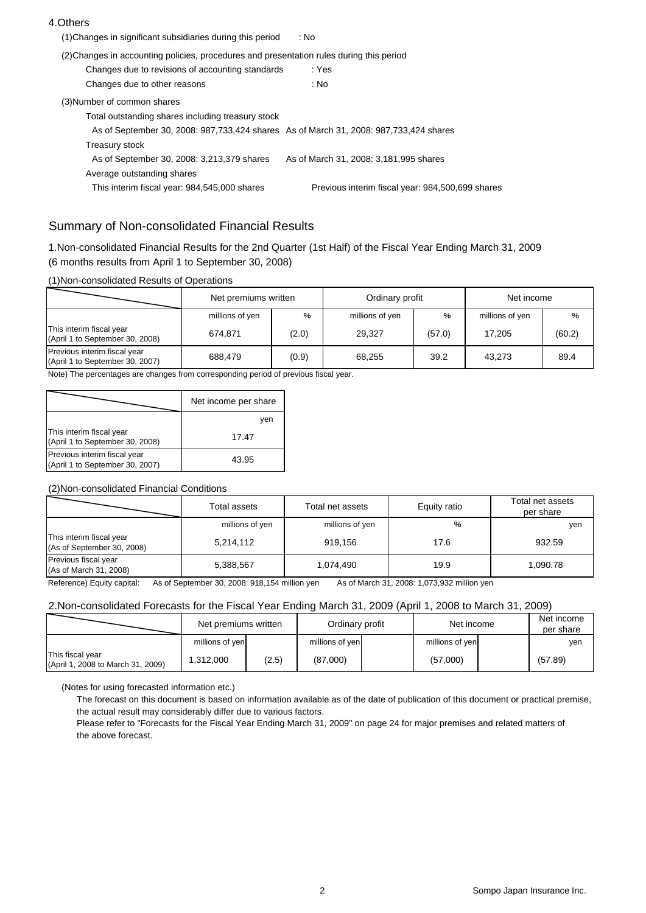## 4.Others

(1)Changes in significant subsidiaries during this period : No

(2)Changes in accounting policies, procedures and presentation rules during this period

Changes due to revisions of accounting standards : Yes

Changes due to other reasons : No

(3)Number of common shares

Total outstanding shares including treasury stock

As of September 30, 2008: 987,733,424 shares As of March 31, 2008: 987,733,424 shares

Treasury stock

As of September 30, 2008: 3,213,379 shares As of March 31, 2008: 3,181,995 shares

Average outstanding shares

This interim fiscal year: 984,545,000 shares Previous interim fiscal year: 984,500,699 shares

# Summary of Non-consolidated Financial Results

1.Non-consolidated Financial Results for the 2nd Quarter (1st Half) of the Fiscal Year Ending March 31, 2009
(6 months results from April 1 to September 30, 2008)

(1)Non-consolidated Results of Operations

| | Net premiums written | | Ordinary profit | | Net income | |
|---|---|---|---|---|---|---|
| | millions of yen | % | millions of yen | % | millions of yen | % |
| This interim fiscal year (April 1 to September 30, 2008) | 674,871 | (2.0) | 29,327 | (57.0) | 17,205 | (60.2) |
| Previous interim fiscal year (April 1 to September 30, 2007) | 688,479 | (0.9) | 68,255 | 39.2 | 43,273 | 89.4 |

Note) The percentages are changes from corresponding period of previous fiscal year.

| | Net income per share |
|---|---|
| | yen |
| This interim fiscal year (April 1 to September 30, 2008) | 17.47 |
| Previous interim fiscal year (April 1 to September 30, 2007) | 43.95 |

(2)Non-consolidated Financial Conditions

| | Total assets | Total net assets | Equity ratio | Total net assets per share |
|---|---|---|---|---|
| | millions of yen | millions of yen | % | yen |
| This interim fiscal year (As of September 30, 2008) | 5,214,112 | 919,156 | 17.6 | 932.59 |
| Previous fiscal year (As of March 31, 2008) | 5,388,567 | 1,074,490 | 19.9 | 1,090.78 |

Reference) Equity capital: As of September 30, 2008: 918,154 million yen As of March 31, 2008: 1,073,932 million yen

2.Non-consolidated Forecasts for the Fiscal Year Ending March 31, 2009 (April 1, 2008 to March 31, 2009)

| | Net premiums written | | Ordinary profit | | Net income | | Net income per share |
|---|---|---|---|---|---|---|---|
| | millions of yen | | millions of yen | | millions of yen | | yen |
| This fiscal year (April 1, 2008 to March 31, 2009) | 1,312,000 | (2.5) | (87,000) | | (57,000) | | (57.89) |

(Notes for using forecasted information etc.)

The forecast on this document is based on information available as of the date of publication of this document or practical premise, the actual result may considerably differ due to various factors.

Please refer to "Forecasts for the Fiscal Year Ending March 31, 2009" on page 24 for major premises and related matters of the above forecast.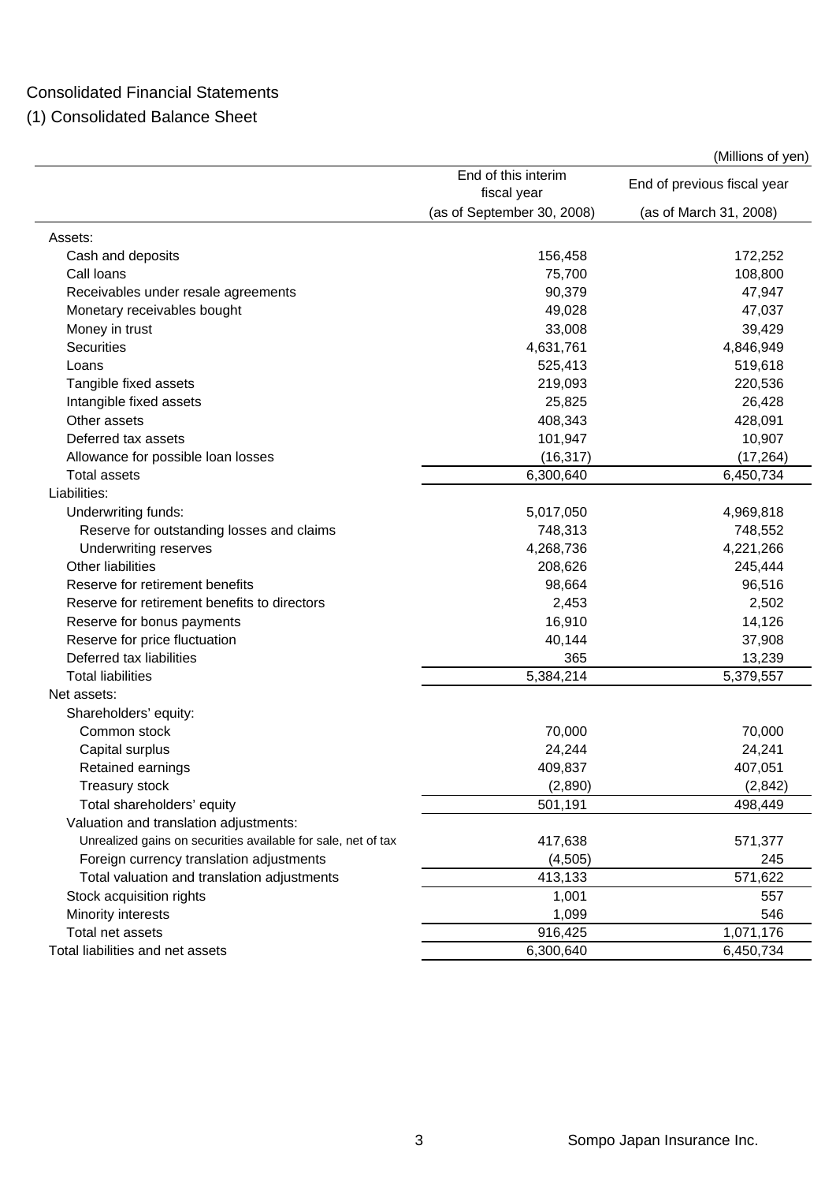# Consolidated Financial Statements

## (1) Consolidated Balance Sheet

(Millions of yen)

| | End of this interim fiscal year (as of September 30, 2008) | End of previous fiscal year (as of March 31, 2008) |
|---|---|---|
| Assets: | | |
| Cash and deposits | 156,458 | 172,252 |
| Call loans | 75,700 | 108,800 |
| Receivables under resale agreements | 90,379 | 47,947 |
| Monetary receivables bought | 49,028 | 47,037 |
| Money in trust | 33,008 | 39,429 |
| Securities | 4,631,761 | 4,846,949 |
| Loans | 525,413 | 519,618 |
| Tangible fixed assets | 219,093 | 220,536 |
| Intangible fixed assets | 25,825 | 26,428 |
| Other assets | 408,343 | 428,091 |
| Deferred tax assets | 101,947 | 10,907 |
| Allowance for possible loan losses | (16,317) | (17,264) |
| Total assets | 6,300,640 | 6,450,734 |
| Liabilities: | | |
| Underwriting funds: | 5,017,050 | 4,969,818 |
| Reserve for outstanding losses and claims | 748,313 | 748,552 |
| Underwriting reserves | 4,268,736 | 4,221,266 |
| Other liabilities | 208,626 | 245,444 |
| Reserve for retirement benefits | 98,664 | 96,516 |
| Reserve for retirement benefits to directors | 2,453 | 2,502 |
| Reserve for bonus payments | 16,910 | 14,126 |
| Reserve for price fluctuation | 40,144 | 37,908 |
| Deferred tax liabilities | 365 | 13,239 |
| Total liabilities | 5,384,214 | 5,379,557 |
| Net assets: | | |
| Shareholders' equity: | | |
| Common stock | 70,000 | 70,000 |
| Capital surplus | 24,244 | 24,241 |
| Retained earnings | 409,837 | 407,051 |
| Treasury stock | (2,890) | (2,842) |
| Total shareholders' equity | 501,191 | 498,449 |
| Valuation and translation adjustments: | | |
| Unrealized gains on securities available for sale, net of tax | 417,638 | 571,377 |
| Foreign currency translation adjustments | (4,505) | 245 |
| Total valuation and translation adjustments | 413,133 | 571,622 |
| Stock acquisition rights | 1,001 | 557 |
| Minority interests | 1,099 | 546 |
| Total net assets | 916,425 | 1,071,176 |
| Total liabilities and net assets | 6,300,640 | 6,450,734 |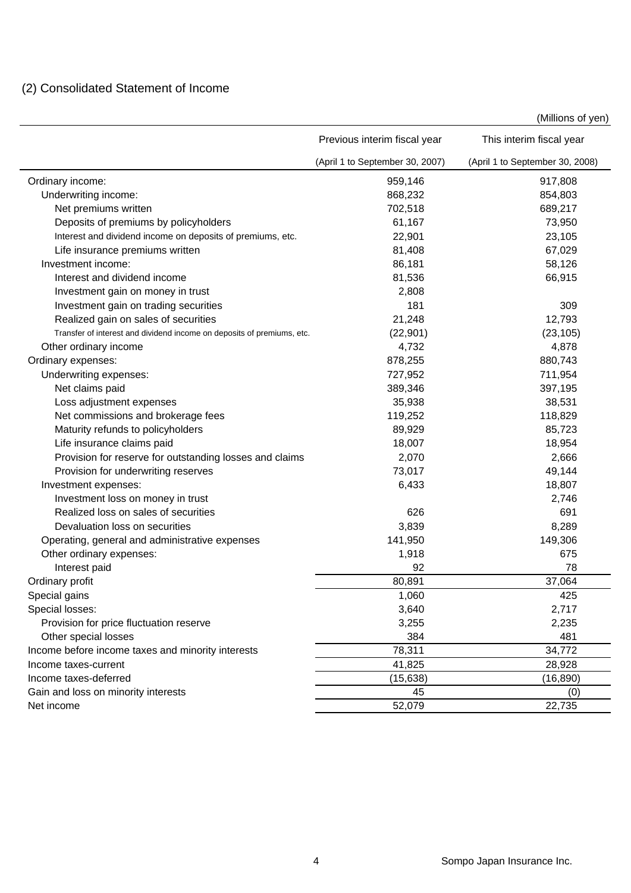## (2) Consolidated Statement of Income

(Millions of yen)

| | Previous interim fiscal year (April 1 to September 30, 2007) | This interim fiscal year (April 1 to September 30, 2008) |
|---|---|---|
| Ordinary income: | 959,146 | 917,808 |
| Underwriting income: | 868,232 | 854,803 |
| Net premiums written | 702,518 | 689,217 |
| Deposits of premiums by policyholders | 61,167 | 73,950 |
| Interest and dividend income on deposits of premiums, etc. | 22,901 | 23,105 |
| Life insurance premiums written | 81,408 | 67,029 |
| Investment income: | 86,181 | 58,126 |
| Interest and dividend income | 81,536 | 66,915 |
| Investment gain on money in trust | 2,808 | |
| Investment gain on trading securities | 181 | 309 |
| Realized gain on sales of securities | 21,248 | 12,793 |
| Transfer of interest and dividend income on deposits of premiums, etc. | (22,901) | (23,105) |
| Other ordinary income | 4,732 | 4,878 |
| Ordinary expenses: | 878,255 | 880,743 |
| Underwriting expenses: | 727,952 | 711,954 |
| Net claims paid | 389,346 | 397,195 |
| Loss adjustment expenses | 35,938 | 38,531 |
| Net commissions and brokerage fees | 119,252 | 118,829 |
| Maturity refunds to policyholders | 89,929 | 85,723 |
| Life insurance claims paid | 18,007 | 18,954 |
| Provision for reserve for outstanding losses and claims | 2,070 | 2,666 |
| Provision for underwriting reserves | 73,017 | 49,144 |
| Investment expenses: | 6,433 | 18,807 |
| Investment loss on money in trust | | 2,746 |
| Realized loss on sales of securities | 626 | 691 |
| Devaluation loss on securities | 3,839 | 8,289 |
| Operating, general and administrative expenses | 141,950 | 149,306 |
| Other ordinary expenses: | 1,918 | 675 |
| Interest paid | 92 | 78 |
| Ordinary profit | 80,891 | 37,064 |
| Special gains | 1,060 | 425 |
| Special losses: | 3,640 | 2,717 |
| Provision for price fluctuation reserve | 3,255 | 2,235 |
| Other special losses | 384 | 481 |
| Income before income taxes and minority interests | 78,311 | 34,772 |
| Income taxes-current | 41,825 | 28,928 |
| Income taxes-deferred | (15,638) | (16,890) |
| Gain and loss on minority interests | 45 | (0) |
| Net income | 52,079 | 22,735 |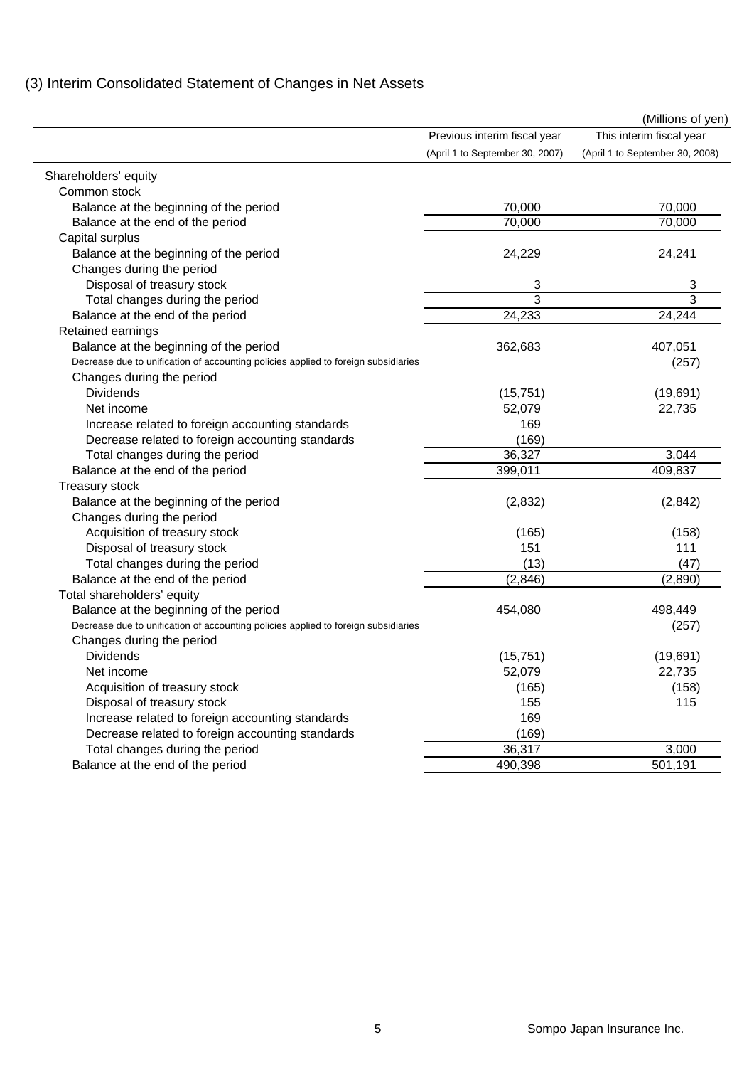## (3) Interim Consolidated Statement of Changes in Net Assets

(Millions of yen)

| | Previous interim fiscal year (April 1 to September 30, 2007) | This interim fiscal year (April 1 to September 30, 2008) |
|---|---|---|
| Shareholders' equity | | |
| Common stock | | |
| Balance at the beginning of the period | 70,000 | 70,000 |
| Balance at the end of the period | 70,000 | 70,000 |
| Capital surplus | | |
| Balance at the beginning of the period | 24,229 | 24,241 |
| Changes during the period | | |
| Disposal of treasury stock | 3 | 3 |
| Total changes during the period | 3 | 3 |
| Balance at the end of the period | 24,233 | 24,244 |
| Retained earnings | | |
| Balance at the beginning of the period | 362,683 | 407,051 |
| Decrease due to unification of accounting policies applied to foreign subsidiaries | | (257) |
| Changes during the period | | |
| Dividends | (15,751) | (19,691) |
| Net income | 52,079 | 22,735 |
| Increase related to foreign accounting standards | 169 | |
| Decrease related to foreign accounting standards | (169) | |
| Total changes during the period | 36,327 | 3,044 |
| Balance at the end of the period | 399,011 | 409,837 |
| Treasury stock | | |
| Balance at the beginning of the period | (2,832) | (2,842) |
| Changes during the period | | |
| Acquisition of treasury stock | (165) | (158) |
| Disposal of treasury stock | 151 | 111 |
| Total changes during the period | (13) | (47) |
| Balance at the end of the period | (2,846) | (2,890) |
| Total shareholders' equity | | |
| Balance at the beginning of the period | 454,080 | 498,449 |
| Decrease due to unification of accounting policies applied to foreign subsidiaries | | (257) |
| Changes during the period | | |
| Dividends | (15,751) | (19,691) |
| Net income | 52,079 | 22,735 |
| Acquisition of treasury stock | (165) | (158) |
| Disposal of treasury stock | 155 | 115 |
| Increase related to foreign accounting standards | 169 | |
| Decrease related to foreign accounting standards | (169) | |
| Total changes during the period | 36,317 | 3,000 |
| Balance at the end of the period | 490,398 | 501,191 |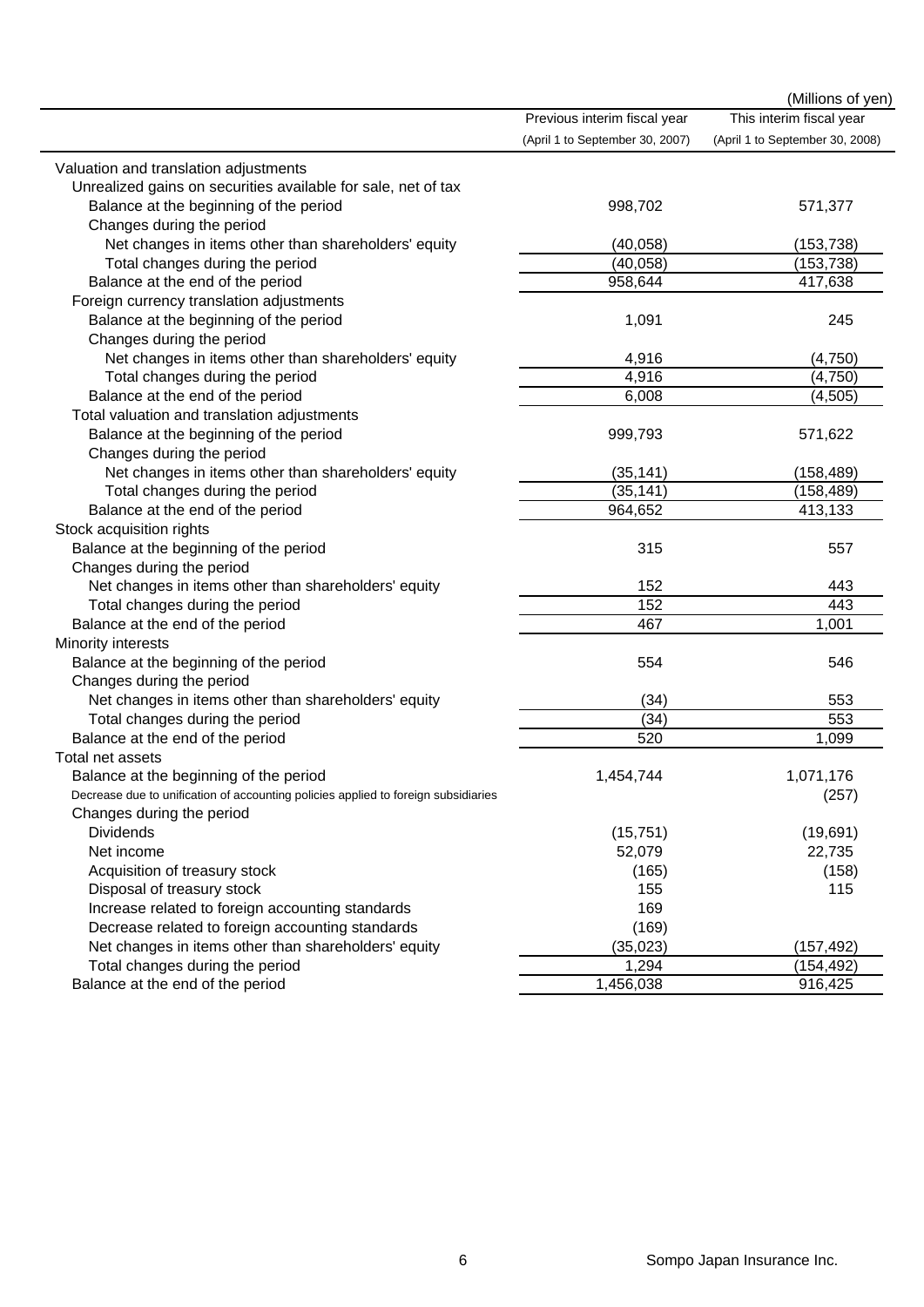(Millions of yen)

| | Previous interim fiscal year (April 1 to September 30, 2007) | This interim fiscal year (April 1 to September 30, 2008) |
|---|---|---|
| Valuation and translation adjustments | | |
| Unrealized gains on securities available for sale, net of tax | | |
| Balance at the beginning of the period | 998,702 | 571,377 |
| Changes during the period | | |
| Net changes in items other than shareholders' equity | (40,058) | (153,738) |
| Total changes during the period | (40,058) | (153,738) |
| Balance at the end of the period | 958,644 | 417,638 |
| Foreign currency translation adjustments | | |
| Balance at the beginning of the period | 1,091 | 245 |
| Changes during the period | | |
| Net changes in items other than shareholders' equity | 4,916 | (4,750) |
| Total changes during the period | 4,916 | (4,750) |
| Balance at the end of the period | 6,008 | (4,505) |
| Total valuation and translation adjustments | | |
| Balance at the beginning of the period | 999,793 | 571,622 |
| Changes during the period | | |
| Net changes in items other than shareholders' equity | (35,141) | (158,489) |
| Total changes during the period | (35,141) | (158,489) |
| Balance at the end of the period | 964,652 | 413,133 |
| Stock acquisition rights | | |
| Balance at the beginning of the period | 315 | 557 |
| Changes during the period | | |
| Net changes in items other than shareholders' equity | 152 | 443 |
| Total changes during the period | 152 | 443 |
| Balance at the end of the period | 467 | 1,001 |
| Minority interests | | |
| Balance at the beginning of the period | 554 | 546 |
| Changes during the period | | |
| Net changes in items other than shareholders' equity | (34) | 553 |
| Total changes during the period | (34) | 553 |
| Balance at the end of the period | 520 | 1,099 |
| Total net assets | | |
| Balance at the beginning of the period | 1,454,744 | 1,071,176 |
| Decrease due to unification of accounting policies applied to foreign subsidiaries | | (257) |
| Changes during the period | | |
| Dividends | (15,751) | (19,691) |
| Net income | 52,079 | 22,735 |
| Acquisition of treasury stock | (165) | (158) |
| Disposal of treasury stock | 155 | 115 |
| Increase related to foreign accounting standards | 169 | |
| Decrease related to foreign accounting standards | (169) | |
| Net changes in items other than shareholders' equity | (35,023) | (157,492) |
| Total changes during the period | 1,294 | (154,492) |
| Balance at the end of the period | 1,456,038 | 916,425 |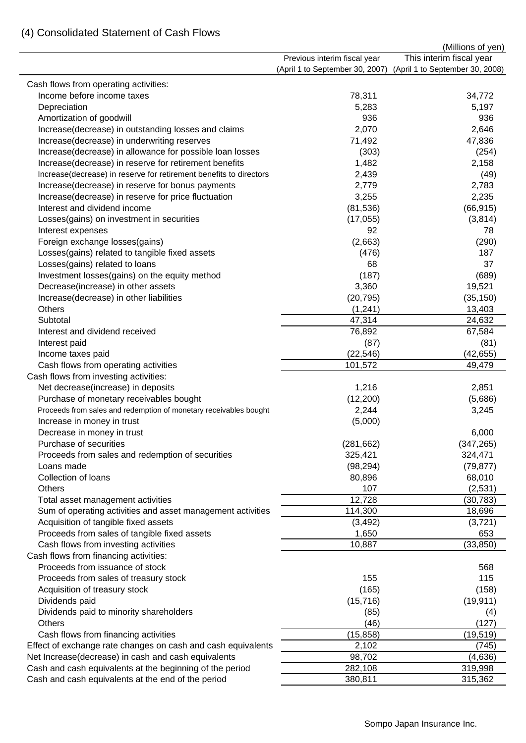## (4) Consolidated Statement of Cash Flows

(Millions of yen)

| | Previous interim fiscal year (April 1 to September 30, 2007) | This interim fiscal year (April 1 to September 30, 2008) |
|---|---|---|
| Cash flows from operating activities: | | |
| Income before income taxes | 78,311 | 34,772 |
| Depreciation | 5,283 | 5,197 |
| Amortization of goodwill | 936 | 936 |
| Increase(decrease) in outstanding losses and claims | 2,070 | 2,646 |
| Increase(decrease) in underwriting reserves | 71,492 | 47,836 |
| Increase(decrease) in allowance for possible loan losses | (303) | (254) |
| Increase(decrease) in reserve for retirement benefits | 1,482 | 2,158 |
| Increase(decrease) in reserve for retirement benefits to directors | 2,439 | (49) |
| Increase(decrease) in reserve for bonus payments | 2,779 | 2,783 |
| Increase(decrease) in reserve for price fluctuation | 3,255 | 2,235 |
| Interest and dividend income | (81,536) | (66,915) |
| Losses(gains) on investment in securities | (17,055) | (3,814) |
| Interest expenses | 92 | 78 |
| Foreign exchange losses(gains) | (2,663) | (290) |
| Losses(gains) related to tangible fixed assets | (476) | 187 |
| Losses(gains) related to loans | 68 | 37 |
| Investment losses(gains) on the equity method | (187) | (689) |
| Decrease(increase) in other assets | 3,360 | 19,521 |
| Increase(decrease) in other liabilities | (20,795) | (35,150) |
| Others | (1,241) | 13,403 |
| Subtotal | 47,314 | 24,632 |
| Interest and dividend received | 76,892 | 67,584 |
| Interest paid | (87) | (81) |
| Income taxes paid | (22,546) | (42,655) |
| Cash flows from operating activities | 101,572 | 49,479 |
| Cash flows from investing activities: | | |
| Net decrease(increase) in deposits | 1,216 | 2,851 |
| Purchase of monetary receivables bought | (12,200) | (5,686) |
| Proceeds from sales and redemption of monetary receivables bought | 2,244 | 3,245 |
| Increase in money in trust | (5,000) | |
| Decrease in money in trust | | 6,000 |
| Purchase of securities | (281,662) | (347,265) |
| Proceeds from sales and redemption of securities | 325,421 | 324,471 |
| Loans made | (98,294) | (79,877) |
| Collection of loans | 80,896 | 68,010 |
| Others | 107 | (2,531) |
| Total asset management activities | 12,728 | (30,783) |
| Sum of operating activities and asset management activities | 114,300 | 18,696 |
| Acquisition of tangible fixed assets | (3,492) | (3,721) |
| Proceeds from sales of tangible fixed assets | 1,650 | 653 |
| Cash flows from investing activities | 10,887 | (33,850) |
| Cash flows from financing activities: | | |
| Proceeds from issuance of stock | | 568 |
| Proceeds from sales of treasury stock | 155 | 115 |
| Acquisition of treasury stock | (165) | (158) |
| Dividends paid | (15,716) | (19,911) |
| Dividends paid to minority shareholders | (85) | (4) |
| Others | (46) | (127) |
| Cash flows from financing activities | (15,858) | (19,519) |
| Effect of exchange rate changes on cash and cash equivalents | 2,102 | (745) |
| Net Increase(decrease) in cash and cash equivalents | 98,702 | (4,636) |
| Cash and cash equivalents at the beginning of the period | 282,108 | 319,998 |
| Cash and cash equivalents at the end of the period | 380,811 | 315,362 |

Sompo Japan Insurance Inc.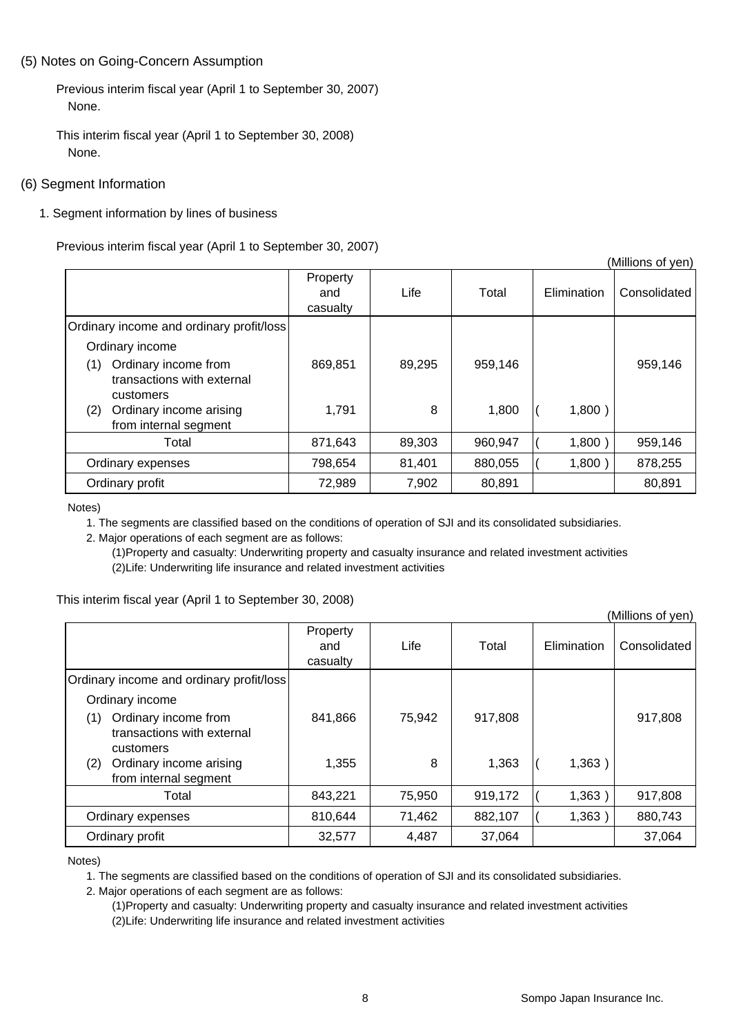## (5) Notes on Going-Concern Assumption

Previous interim fiscal year (April 1 to September 30, 2007)
None.

This interim fiscal year (April 1 to September 30, 2008)
None.

## (6) Segment Information

### 1. Segment information by lines of business

Previous interim fiscal year (April 1 to September 30, 2007)

(Millions of yen)

| | Property and casualty | Life | Total | Elimination | Consolidated |
|---|---|---|---|---|---|
| Ordinary income and ordinary profit/loss | | | | | |
| Ordinary income | | | | | |
| (1) Ordinary income from transactions with external customers | 869,851 | 89,295 | 959,146 | | 959,146 |
| (2) Ordinary income arising from internal segment | 1,791 | 8 | 1,800 | ( 1,800 ) | |
| Total | 871,643 | 89,303 | 960,947 | ( 1,800 ) | 959,146 |
| Ordinary expenses | 798,654 | 81,401 | 880,055 | ( 1,800 ) | 878,255 |
| Ordinary profit | 72,989 | 7,902 | 80,891 | | 80,891 |

Notes)

1. The segments are classified based on the conditions of operation of SJI and its consolidated subsidiaries.
2. Major operations of each segment are as follows:
   (1)Property and casualty: Underwriting property and casualty insurance and related investment activities
   (2)Life: Underwriting life insurance and related investment activities

This interim fiscal year (April 1 to September 30, 2008)

(Millions of yen)

| | Property and casualty | Life | Total | Elimination | Consolidated |
|---|---|---|---|---|---|
| Ordinary income and ordinary profit/loss | | | | | |
| Ordinary income | | | | | |
| (1) Ordinary income from transactions with external customers | 841,866 | 75,942 | 917,808 | | 917,808 |
| (2) Ordinary income arising from internal segment | 1,355 | 8 | 1,363 | ( 1,363 ) | |
| Total | 843,221 | 75,950 | 919,172 | ( 1,363 ) | 917,808 |
| Ordinary expenses | 810,644 | 71,462 | 882,107 | ( 1,363 ) | 880,743 |
| Ordinary profit | 32,577 | 4,487 | 37,064 | | 37,064 |

Notes)

1. The segments are classified based on the conditions of operation of SJI and its consolidated subsidiaries.
2. Major operations of each segment are as follows:
   (1)Property and casualty: Underwriting property and casualty insurance and related investment activities
   (2)Life: Underwriting life insurance and related investment activities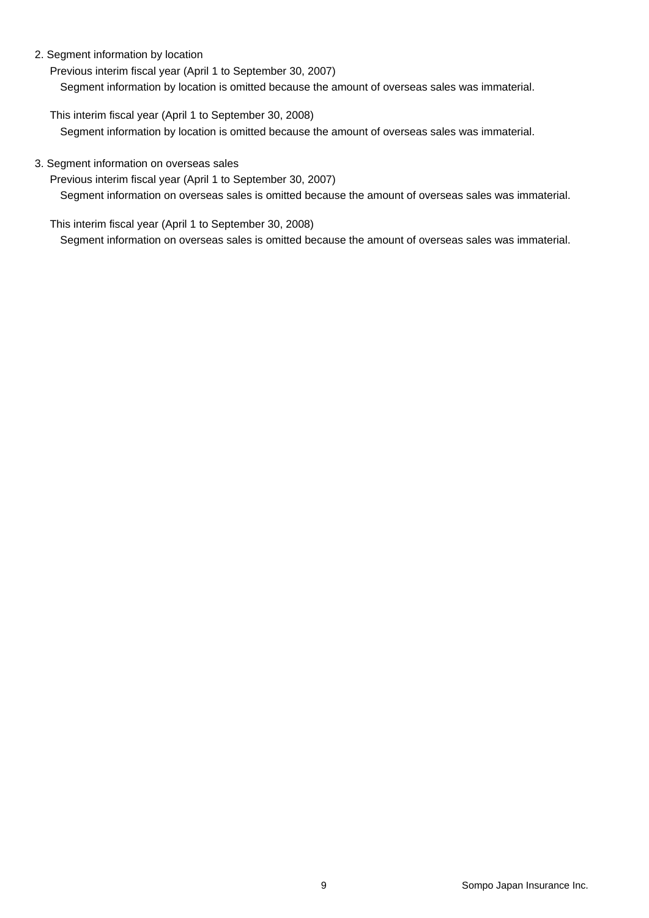## 2. Segment information by location

Previous interim fiscal year (April 1 to September 30, 2007)

Segment information by location is omitted because the amount of overseas sales was immaterial.

This interim fiscal year (April 1 to September 30, 2008)

Segment information by location is omitted because the amount of overseas sales was immaterial.

## 3. Segment information on overseas sales

Previous interim fiscal year (April 1 to September 30, 2007)

Segment information on overseas sales is omitted because the amount of overseas sales was immaterial.

This interim fiscal year (April 1 to September 30, 2008)

Segment information on overseas sales is omitted because the amount of overseas sales was immaterial.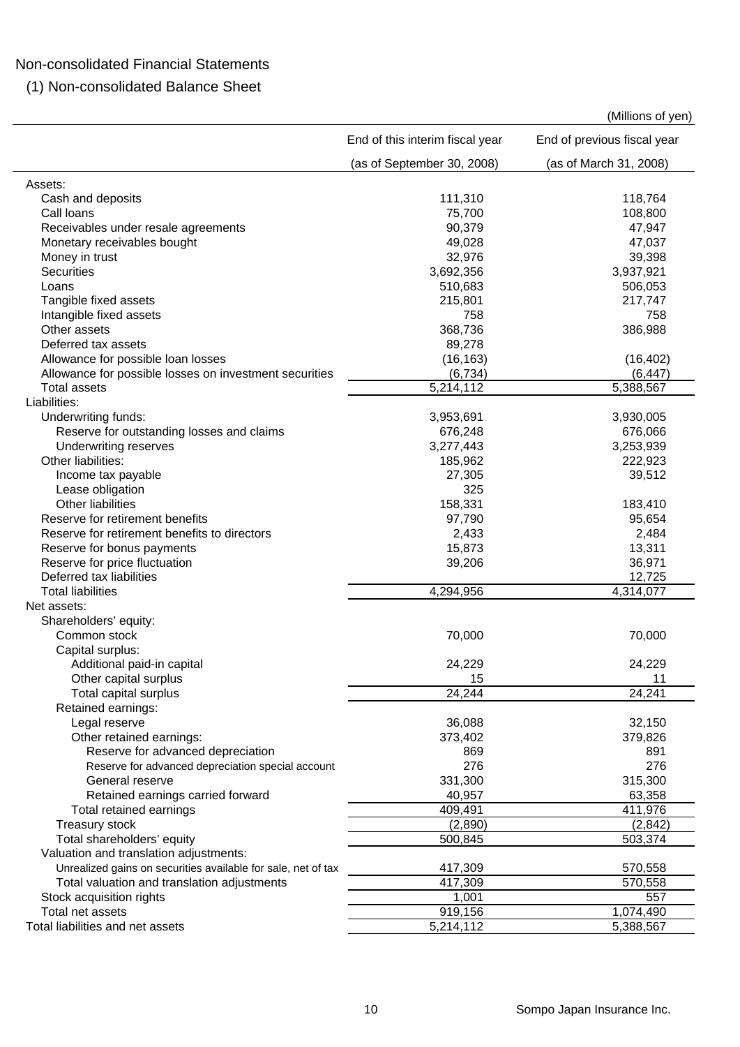# Non-consolidated Financial Statements

## (1) Non-consolidated Balance Sheet

(Millions of yen)

| | End of this interim fiscal year (as of September 30, 2008) | End of previous fiscal year (as of March 31, 2008) |
|---|---|---|
| Assets: | | |
| Cash and deposits | 111,310 | 118,764 |
| Call loans | 75,700 | 108,800 |
| Receivables under resale agreements | 90,379 | 47,947 |
| Monetary receivables bought | 49,028 | 47,037 |
| Money in trust | 32,976 | 39,398 |
| Securities | 3,692,356 | 3,937,921 |
| Loans | 510,683 | 506,053 |
| Tangible fixed assets | 215,801 | 217,747 |
| Intangible fixed assets | 758 | 758 |
| Other assets | 368,736 | 386,988 |
| Deferred tax assets | 89,278 | |
| Allowance for possible loan losses | (16,163) | (16,402) |
| Allowance for possible losses on investment securities | (6,734) | (6,447) |
| Total assets | 5,214,112 | 5,388,567 |
| Liabilities: | | |
| Underwriting funds: | 3,953,691 | 3,930,005 |
| Reserve for outstanding losses and claims | 676,248 | 676,066 |
| Underwriting reserves | 3,277,443 | 3,253,939 |
| Other liabilities: | 185,962 | 222,923 |
| Income tax payable | 27,305 | 39,512 |
| Lease obligation | 325 | |
| Other liabilities | 158,331 | 183,410 |
| Reserve for retirement benefits | 97,790 | 95,654 |
| Reserve for retirement benefits to directors | 2,433 | 2,484 |
| Reserve for bonus payments | 15,873 | 13,311 |
| Reserve for price fluctuation | 39,206 | 36,971 |
| Deferred tax liabilities | | 12,725 |
| Total liabilities | 4,294,956 | 4,314,077 |
| Net assets: | | |
| Shareholders' equity: | | |
| Common stock | 70,000 | 70,000 |
| Capital surplus: | | |
| Additional paid-in capital | 24,229 | 24,229 |
| Other capital surplus | 15 | 11 |
| Total capital surplus | 24,244 | 24,241 |
| Retained earnings: | | |
| Legal reserve | 36,088 | 32,150 |
| Other retained earnings: | 373,402 | 379,826 |
| Reserve for advanced depreciation | 869 | 891 |
| Reserve for advanced depreciation special account | 276 | 276 |
| General reserve | 331,300 | 315,300 |
| Retained earnings carried forward | 40,957 | 63,358 |
| Total retained earnings | 409,491 | 411,976 |
| Treasury stock | (2,890) | (2,842) |
| Total shareholders' equity | 500,845 | 503,374 |
| Valuation and translation adjustments: | | |
| Unrealized gains on securities available for sale, net of tax | 417,309 | 570,558 |
| Total valuation and translation adjustments | 417,309 | 570,558 |
| Stock acquisition rights | 1,001 | 557 |
| Total net assets | 919,156 | 1,074,490 |
| Total liabilities and net assets | 5,214,112 | 5,388,567 |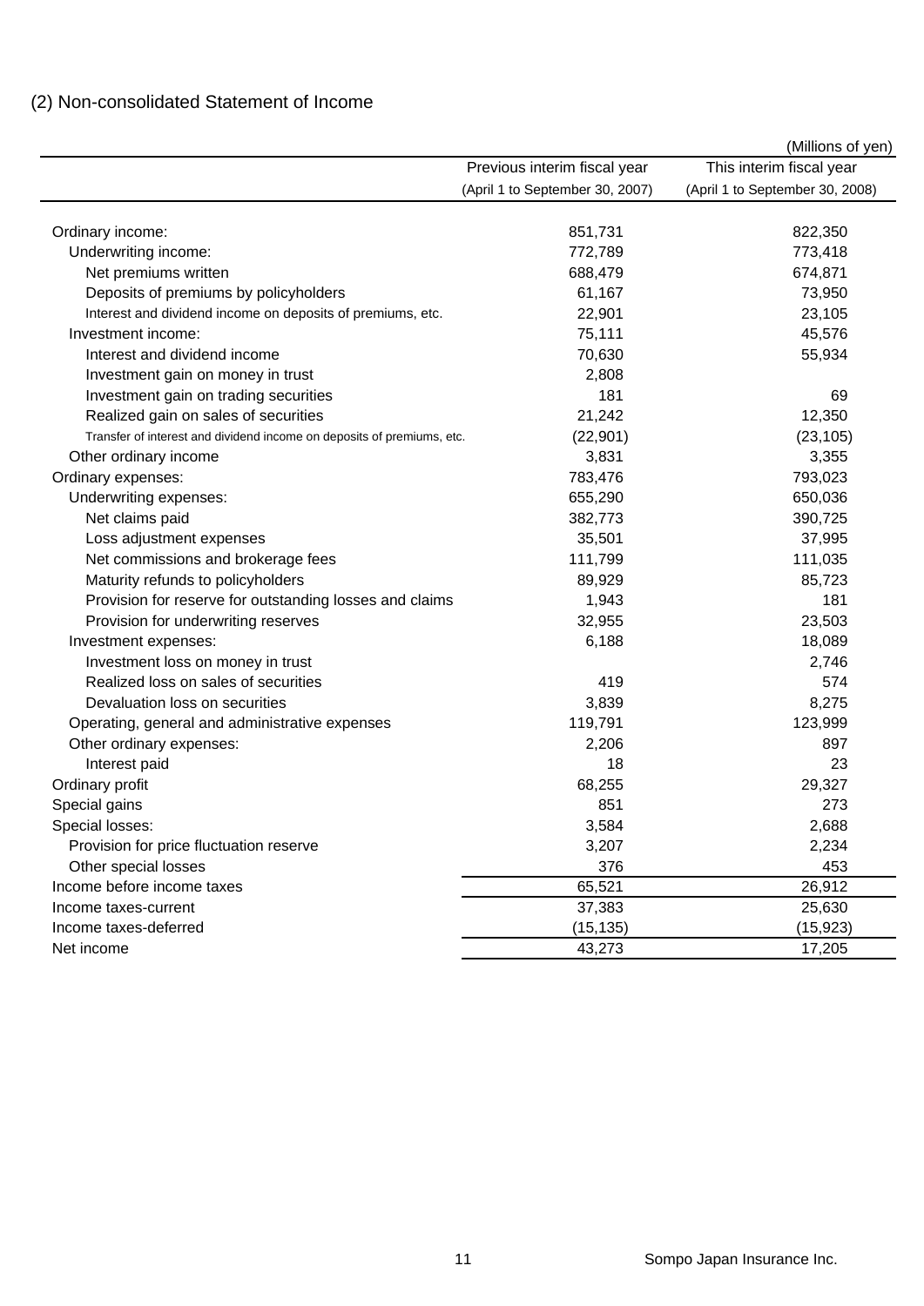## (2) Non-consolidated Statement of Income

(Millions of yen)

| | Previous interim fiscal year (April 1 to September 30, 2007) | This interim fiscal year (April 1 to September 30, 2008) |
|---|---|---|
| Ordinary income: | 851,731 | 822,350 |
| Underwriting income: | 772,789 | 773,418 |
| Net premiums written | 688,479 | 674,871 |
| Deposits of premiums by policyholders | 61,167 | 73,950 |
| Interest and dividend income on deposits of premiums, etc. | 22,901 | 23,105 |
| Investment income: | 75,111 | 45,576 |
| Interest and dividend income | 70,630 | 55,934 |
| Investment gain on money in trust | 2,808 | |
| Investment gain on trading securities | 181 | 69 |
| Realized gain on sales of securities | 21,242 | 12,350 |
| Transfer of interest and dividend income on deposits of premiums, etc. | (22,901) | (23,105) |
| Other ordinary income | 3,831 | 3,355 |
| Ordinary expenses: | 783,476 | 793,023 |
| Underwriting expenses: | 655,290 | 650,036 |
| Net claims paid | 382,773 | 390,725 |
| Loss adjustment expenses | 35,501 | 37,995 |
| Net commissions and brokerage fees | 111,799 | 111,035 |
| Maturity refunds to policyholders | 89,929 | 85,723 |
| Provision for reserve for outstanding losses and claims | 1,943 | 181 |
| Provision for underwriting reserves | 32,955 | 23,503 |
| Investment expenses: | 6,188 | 18,089 |
| Investment loss on money in trust | | 2,746 |
| Realized loss on sales of securities | 419 | 574 |
| Devaluation loss on securities | 3,839 | 8,275 |
| Operating, general and administrative expenses | 119,791 | 123,999 |
| Other ordinary expenses: | 2,206 | 897 |
| Interest paid | 18 | 23 |
| Ordinary profit | 68,255 | 29,327 |
| Special gains | 851 | 273 |
| Special losses: | 3,584 | 2,688 |
| Provision for price fluctuation reserve | 3,207 | 2,234 |
| Other special losses | 376 | 453 |
| Income before income taxes | 65,521 | 26,912 |
| Income taxes-current | 37,383 | 25,630 |
| Income taxes-deferred | (15,135) | (15,923) |
| Net income | 43,273 | 17,205 |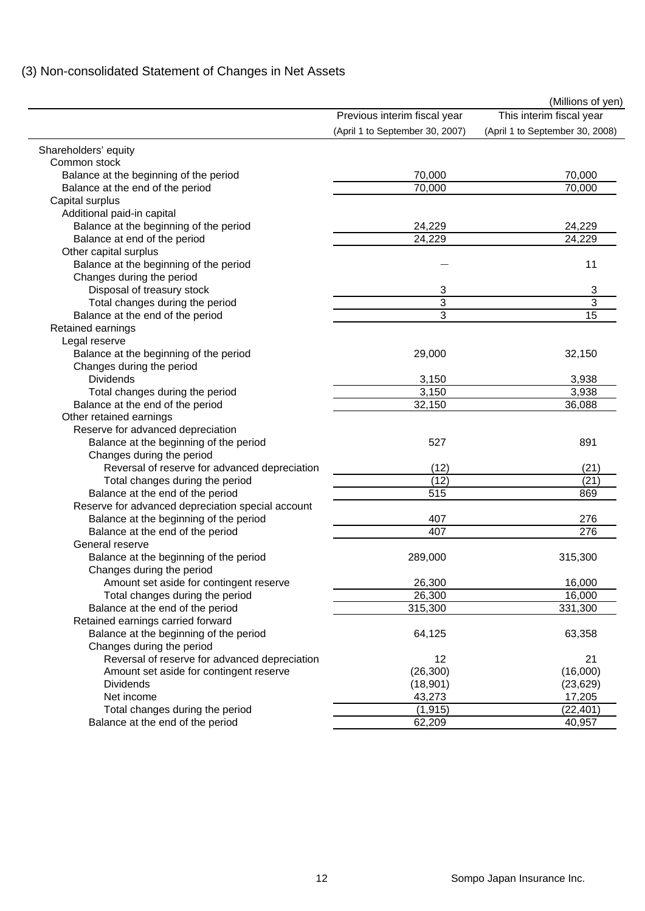## (3) Non-consolidated Statement of Changes in Net Assets

(Millions of yen)

| | Previous interim fiscal year (April 1 to September 30, 2007) | This interim fiscal year (April 1 to September 30, 2008) |
|---|---|---|
| Shareholders' equity | | |
| Common stock | | |
| Balance at the beginning of the period | 70,000 | 70,000 |
| Balance at the end of the period | 70,000 | 70,000 |
| Capital surplus | | |
| Additional paid-in capital | | |
| Balance at the beginning of the period | 24,229 | 24,229 |
| Balance at end of the period | 24,229 | 24,229 |
| Other capital surplus | | |
| Balance at the beginning of the period | — | 11 |
| Changes during the period | | |
| Disposal of treasury stock | 3 | 3 |
| Total changes during the period | 3 | 3 |
| Balance at the end of the period | 3 | 15 |
| Retained earnings | | |
| Legal reserve | | |
| Balance at the beginning of the period | 29,000 | 32,150 |
| Changes during the period | | |
| Dividends | 3,150 | 3,938 |
| Total changes during the period | 3,150 | 3,938 |
| Balance at the end of the period | 32,150 | 36,088 |
| Other retained earnings | | |
| Reserve for advanced depreciation | | |
| Balance at the beginning of the period | 527 | 891 |
| Changes during the period | | |
| Reversal of reserve for advanced depreciation | (12) | (21) |
| Total changes during the period | (12) | (21) |
| Balance at the end of the period | 515 | 869 |
| Reserve for advanced depreciation special account | | |
| Balance at the beginning of the period | 407 | 276 |
| Balance at the end of the period | 407 | 276 |
| General reserve | | |
| Balance at the beginning of the period | 289,000 | 315,300 |
| Changes during the period | | |
| Amount set aside for contingent reserve | 26,300 | 16,000 |
| Total changes during the period | 26,300 | 16,000 |
| Balance at the end of the period | 315,300 | 331,300 |
| Retained earnings carried forward | | |
| Balance at the beginning of the period | 64,125 | 63,358 |
| Changes during the period | | |
| Reversal of reserve for advanced depreciation | 12 | 21 |
| Amount set aside for contingent reserve | (26,300) | (16,000) |
| Dividends | (18,901) | (23,629) |
| Net income | 43,273 | 17,205 |
| Total changes during the period | (1,915) | (22,401) |
| Balance at the end of the period | 62,209 | 40,957 |

Sompo Japan Insurance Inc.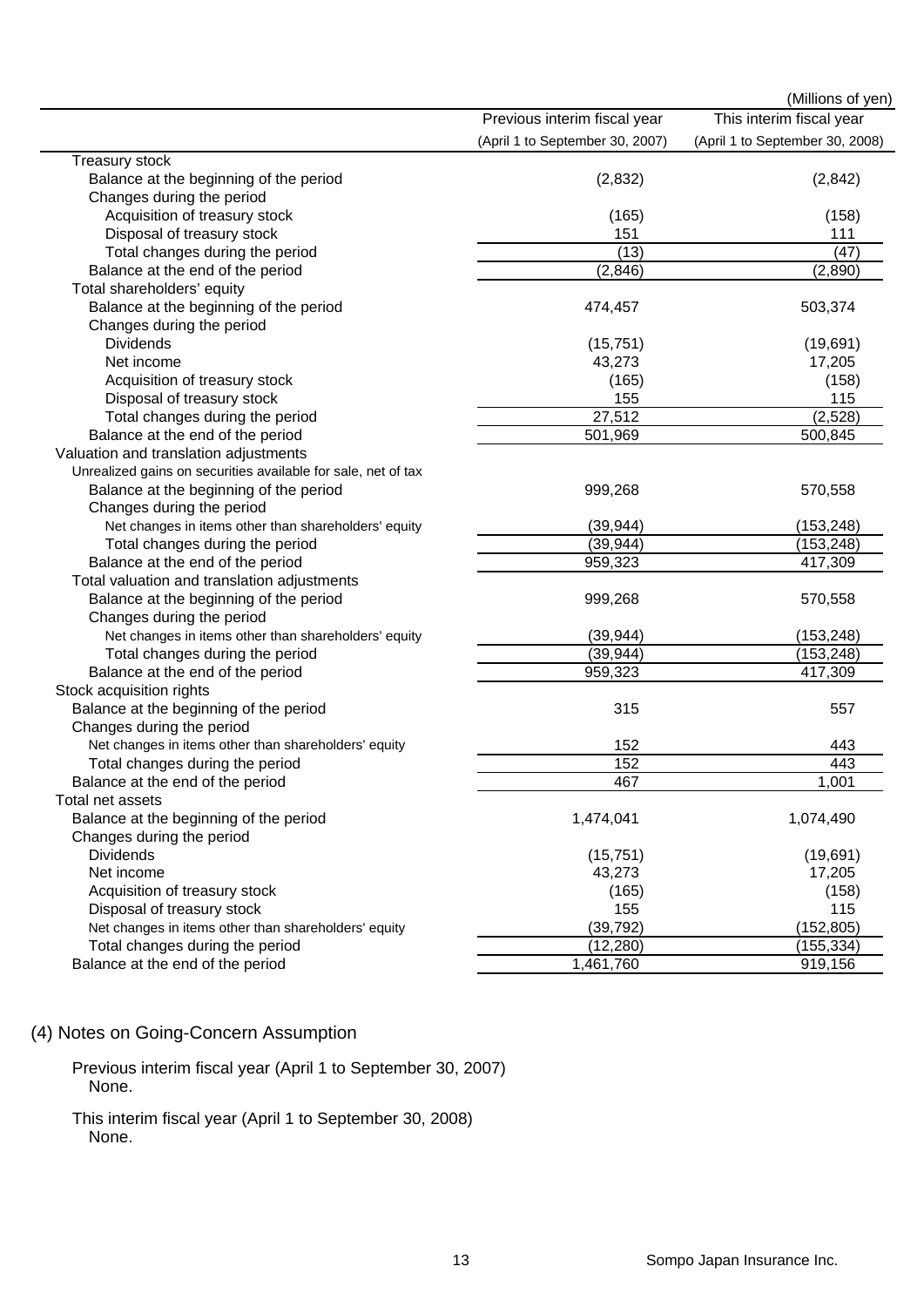(Millions of yen)

| | Previous interim fiscal year (April 1 to September 30, 2007) | This interim fiscal year (April 1 to September 30, 2008) |
|---|---|---|
| Treasury stock | | |
| Balance at the beginning of the period | (2,832) | (2,842) |
| Changes during the period | | |
| Acquisition of treasury stock | (165) | (158) |
| Disposal of treasury stock | 151 | 111 |
| Total changes during the period | (13) | (47) |
| Balance at the end of the period | (2,846) | (2,890) |
| Total shareholders' equity | | |
| Balance at the beginning of the period | 474,457 | 503,374 |
| Changes during the period | | |
| Dividends | (15,751) | (19,691) |
| Net income | 43,273 | 17,205 |
| Acquisition of treasury stock | (165) | (158) |
| Disposal of treasury stock | 155 | 115 |
| Total changes during the period | 27,512 | (2,528) |
| Balance at the end of the period | 501,969 | 500,845 |
| Valuation and translation adjustments | | |
| Unrealized gains on securities available for sale, net of tax | | |
| Balance at the beginning of the period | 999,268 | 570,558 |
| Changes during the period | | |
| Net changes in items other than shareholders' equity | (39,944) | (153,248) |
| Total changes during the period | (39,944) | (153,248) |
| Balance at the end of the period | 959,323 | 417,309 |
| Total valuation and translation adjustments | | |
| Balance at the beginning of the period | 999,268 | 570,558 |
| Changes during the period | | |
| Net changes in items other than shareholders' equity | (39,944) | (153,248) |
| Total changes during the period | (39,944) | (153,248) |
| Balance at the end of the period | 959,323 | 417,309 |
| Stock acquisition rights | | |
| Balance at the beginning of the period | 315 | 557 |
| Changes during the period | | |
| Net changes in items other than shareholders' equity | 152 | 443 |
| Total changes during the period | 152 | 443 |
| Balance at the end of the period | 467 | 1,001 |
| Total net assets | | |
| Balance at the beginning of the period | 1,474,041 | 1,074,490 |
| Changes during the period | | |
| Dividends | (15,751) | (19,691) |
| Net income | 43,273 | 17,205 |
| Acquisition of treasury stock | (165) | (158) |
| Disposal of treasury stock | 155 | 115 |
| Net changes in items other than shareholders' equity | (39,792) | (152,805) |
| Total changes during the period | (12,280) | (155,334) |
| Balance at the end of the period | 1,461,760 | 919,156 |

## (4) Notes on Going-Concern Assumption

Previous interim fiscal year (April 1 to September 30, 2007)
None.

This interim fiscal year (April 1 to September 30, 2008)
None.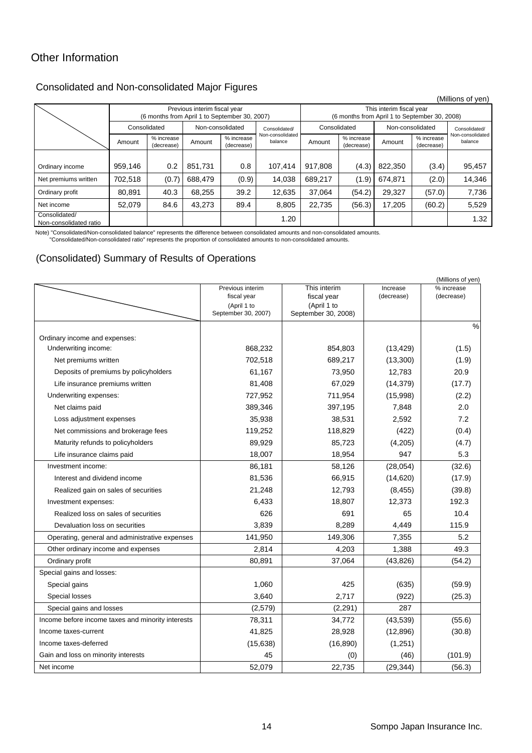# Other Information

## Consolidated and Non-consolidated Major Figures

(Millions of yen)

| | Previous interim fiscal year (6 months from April 1 to September 30, 2007) | | | | | This interim fiscal year (6 months from April 1 to September 30, 2008) | | | | |
|---|---|---|---|---|---|---|---|---|---|---|
| | Consolidated | | Non-consolidated | | Consolidated/ Non-consolidated balance | Consolidated | | Non-consolidated | | Consolidated/ Non-consolidated balance |
| | Amount | % increase (decrease) | Amount | % increase (decrease) | | Amount | % increase (decrease) | Amount | % increase (decrease) | |
| Ordinary income | 959,146 | 0.2 | 851,731 | 0.8 | 107,414 | 917,808 | (4.3) | 822,350 | (3.4) | 95,457 |
| Net premiums written | 702,518 | (0.7) | 688,479 | (0.9) | 14,038 | 689,217 | (1.9) | 674,871 | (2.0) | 14,346 |
| Ordinary profit | 80,891 | 40.3 | 68,255 | 39.2 | 12,635 | 37,064 | (54.2) | 29,327 | (57.0) | 7,736 |
| Net income | 52,079 | 84.6 | 43,273 | 89.4 | 8,805 | 22,735 | (56.3) | 17,205 | (60.2) | 5,529 |
| Consolidated/ Non-consolidated ratio | | | | | 1.20 | | | | | 1.32 |

Note) "Consolidated/Non-consolidated balance" represents the difference between consolidated amounts and non-consolidated amounts.
"Consolidated/Non-consolidated ratio" represents the proportion of consolidated amounts to non-consolidated amounts.

## (Consolidated) Summary of Results of Operations

(Millions of yen)

| | Previous interim fiscal year (April 1 to September 30, 2007) | This interim fiscal year (April 1 to September 30, 2008) | Increase (decrease) | % increase (decrease) |
|---|---|---|---|---|
| | | | | % |
| Ordinary income and expenses: | | | | |
| Underwriting income: | 868,232 | 854,803 | (13,429) | (1.5) |
| Net premiums written | 702,518 | 689,217 | (13,300) | (1.9) |
| Deposits of premiums by policyholders | 61,167 | 73,950 | 12,783 | 20.9 |
| Life insurance premiums written | 81,408 | 67,029 | (14,379) | (17.7) |
| Underwriting expenses: | 727,952 | 711,954 | (15,998) | (2.2) |
| Net claims paid | 389,346 | 397,195 | 7,848 | 2.0 |
| Loss adjustment expenses | 35,938 | 38,531 | 2,592 | 7.2 |
| Net commissions and brokerage fees | 119,252 | 118,829 | (422) | (0.4) |
| Maturity refunds to policyholders | 89,929 | 85,723 | (4,205) | (4.7) |
| Life insurance claims paid | 18,007 | 18,954 | 947 | 5.3 |
| Investment income: | 86,181 | 58,126 | (28,054) | (32.6) |
| Interest and dividend income | 81,536 | 66,915 | (14,620) | (17.9) |
| Realized gain on sales of securities | 21,248 | 12,793 | (8,455) | (39.8) |
| Investment expenses: | 6,433 | 18,807 | 12,373 | 192.3 |
| Realized loss on sales of securities | 626 | 691 | 65 | 10.4 |
| Devaluation loss on securities | 3,839 | 8,289 | 4,449 | 115.9 |
| Operating, general and administrative expenses | 141,950 | 149,306 | 7,355 | 5.2 |
| Other ordinary income and expenses | 2,814 | 4,203 | 1,388 | 49.3 |
| Ordinary profit | 80,891 | 37,064 | (43,826) | (54.2) |
| Special gains and losses: | | | | |
| Special gains | 1,060 | 425 | (635) | (59.9) |
| Special losses | 3,640 | 2,717 | (922) | (25.3) |
| Special gains and losses | (2,579) | (2,291) | 287 | |
| Income before income taxes and minority interests | 78,311 | 34,772 | (43,539) | (55.6) |
| Income taxes-current | 41,825 | 28,928 | (12,896) | (30.8) |
| Income taxes-deferred | (15,638) | (16,890) | (1,251) | |
| Gain and loss on minority interests | 45 | (0) | (46) | (101.9) |
| Net income | 52,079 | 22,735 | (29,344) | (56.3) |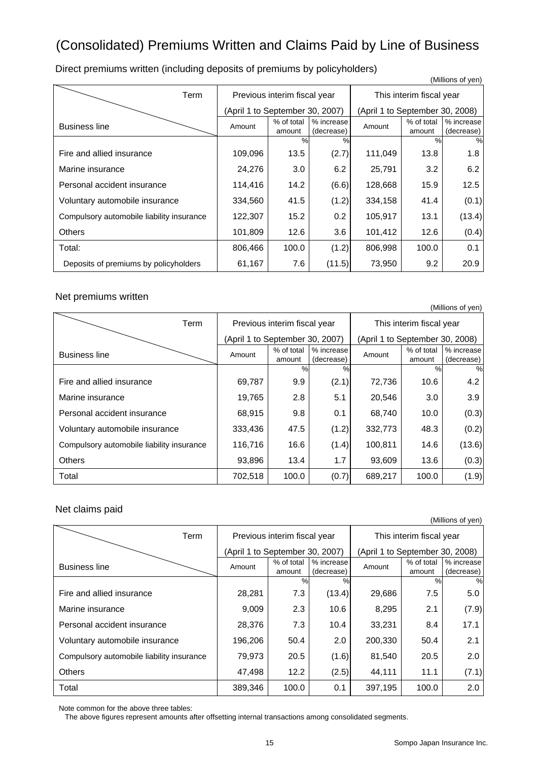# (Consolidated) Premiums Written and Claims Paid by Line of Business

## Direct premiums written (including deposits of premiums by policyholders)

(Millions of yen)

| Term / Business line | Previous interim fiscal year (April 1 to September 30, 2007) | | | This interim fiscal year (April 1 to September 30, 2008) | | |
|---|---|---|---|---|---|---|
| | Amount | % of total amount | % increase (decrease) | Amount | % of total amount | % increase (decrease) |
| | | % | % | | % | % |
| Fire and allied insurance | 109,096 | 13.5 | (2.7) | 111,049 | 13.8 | 1.8 |
| Marine insurance | 24,276 | 3.0 | 6.2 | 25,791 | 3.2 | 6.2 |
| Personal accident insurance | 114,416 | 14.2 | (6.6) | 128,668 | 15.9 | 12.5 |
| Voluntary automobile insurance | 334,560 | 41.5 | (1.2) | 334,158 | 41.4 | (0.1) |
| Compulsory automobile liability insurance | 122,307 | 15.2 | 0.2 | 105,917 | 13.1 | (13.4) |
| Others | 101,809 | 12.6 | 3.6 | 101,412 | 12.6 | (0.4) |
| Total: | 806,466 | 100.0 | (1.2) | 806,998 | 100.0 | 0.1 |
| Deposits of premiums by policyholders | 61,167 | 7.6 | (11.5) | 73,950 | 9.2 | 20.9 |

## Net premiums written

(Millions of yen)

| Term / Business line | Previous interim fiscal year (April 1 to September 30, 2007) | | | This interim fiscal year (April 1 to September 30, 2008) | | |
|---|---|---|---|---|---|---|
| | Amount | % of total amount | % increase (decrease) | Amount | % of total amount | % increase (decrease) |
| | | % | % | | % | % |
| Fire and allied insurance | 69,787 | 9.9 | (2.1) | 72,736 | 10.6 | 4.2 |
| Marine insurance | 19,765 | 2.8 | 5.1 | 20,546 | 3.0 | 3.9 |
| Personal accident insurance | 68,915 | 9.8 | 0.1 | 68,740 | 10.0 | (0.3) |
| Voluntary automobile insurance | 333,436 | 47.5 | (1.2) | 332,773 | 48.3 | (0.2) |
| Compulsory automobile liability insurance | 116,716 | 16.6 | (1.4) | 100,811 | 14.6 | (13.6) |
| Others | 93,896 | 13.4 | 1.7 | 93,609 | 13.6 | (0.3) |
| Total | 702,518 | 100.0 | (0.7) | 689,217 | 100.0 | (1.9) |

## Net claims paid

(Millions of yen)

| Term / Business line | Previous interim fiscal year (April 1 to September 30, 2007) | | | This interim fiscal year (April 1 to September 30, 2008) | | |
|---|---|---|---|---|---|---|
| | Amount | % of total amount | % increase (decrease) | Amount | % of total amount | % increase (decrease) |
| | | % | % | | % | % |
| Fire and allied insurance | 28,281 | 7.3 | (13.4) | 29,686 | 7.5 | 5.0 |
| Marine insurance | 9,009 | 2.3 | 10.6 | 8,295 | 2.1 | (7.9) |
| Personal accident insurance | 28,376 | 7.3 | 10.4 | 33,231 | 8.4 | 17.1 |
| Voluntary automobile insurance | 196,206 | 50.4 | 2.0 | 200,330 | 50.4 | 2.1 |
| Compulsory automobile liability insurance | 79,973 | 20.5 | (1.6) | 81,540 | 20.5 | 2.0 |
| Others | 47,498 | 12.2 | (2.5) | 44,111 | 11.1 | (7.1) |
| Total | 389,346 | 100.0 | 0.1 | 397,195 | 100.0 | 2.0 |

Note common for the above three tables:
The above figures represent amounts after offsetting internal transactions among consolidated segments.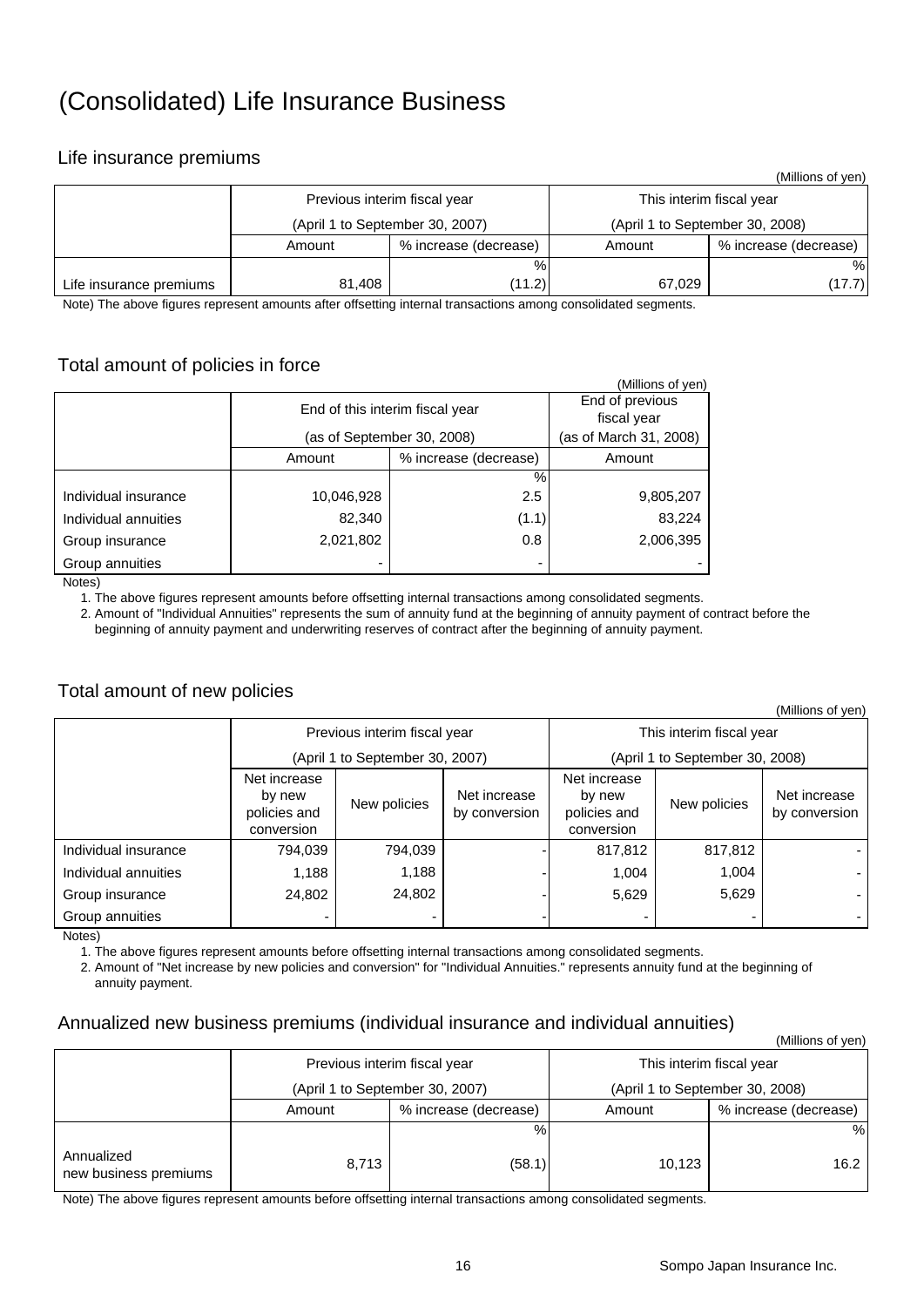# (Consolidated) Life Insurance Business

## Life insurance premiums

(Millions of yen)

| | Previous interim fiscal year (April 1 to September 30, 2007) | | This interim fiscal year (April 1 to September 30, 2008) | |
|---|---|---|---|---|
| | Amount | % increase (decrease) | Amount | % increase (decrease) |
| | | % | | % |
| Life insurance premiums | 81,408 | (11.2) | 67,029 | (17.7) |

Note) The above figures represent amounts after offsetting internal transactions among consolidated segments.

## Total amount of policies in force

(Millions of yen)

| | End of this interim fiscal year (as of September 30, 2008) | | End of previous fiscal year (as of March 31, 2008) |
|---|---|---|---|
| | Amount | % increase (decrease) | Amount |
| | | % | |
| Individual insurance | 10,046,928 | 2.5 | 9,805,207 |
| Individual annuities | 82,340 | (1.1) | 83,224 |
| Group insurance | 2,021,802 | 0.8 | 2,006,395 |
| Group annuities | - | - | - |

Notes)

1. The above figures represent amounts before offsetting internal transactions among consolidated segments.
2. Amount of "Individual Annuities" represents the sum of annuity fund at the beginning of annuity payment of contract before the beginning of annuity payment and underwriting reserves of contract after the beginning of annuity payment.

## Total amount of new policies

(Millions of yen)

| | Previous interim fiscal year (April 1 to September 30, 2007) | | | This interim fiscal year (April 1 to September 30, 2008) | | |
|---|---|---|---|---|---|---|
| | Net increase by new policies and conversion | New policies | Net increase by conversion | Net increase by new policies and conversion | New policies | Net increase by conversion |
| Individual insurance | 794,039 | 794,039 | - | 817,812 | 817,812 | - |
| Individual annuities | 1,188 | 1,188 | - | 1,004 | 1,004 | - |
| Group insurance | 24,802 | 24,802 | - | 5,629 | 5,629 | - |
| Group annuities | - | - | - | - | - | - |

Notes)

1. The above figures represent amounts before offsetting internal transactions among consolidated segments.
2. Amount of "Net increase by new policies and conversion" for "Individual Annuities." represents annuity fund at the beginning of annuity payment.

## Annualized new business premiums (individual insurance and individual annuities)

(Millions of yen)

| | Previous interim fiscal year (April 1 to September 30, 2007) | | This interim fiscal year (April 1 to September 30, 2008) | |
|---|---|---|---|---|
| | Amount | % increase (decrease) | Amount | % increase (decrease) |
| | | % | | % |
| Annualized new business premiums | 8,713 | (58.1) | 10,123 | 16.2 |

Note) The above figures represent amounts before offsetting internal transactions among consolidated segments.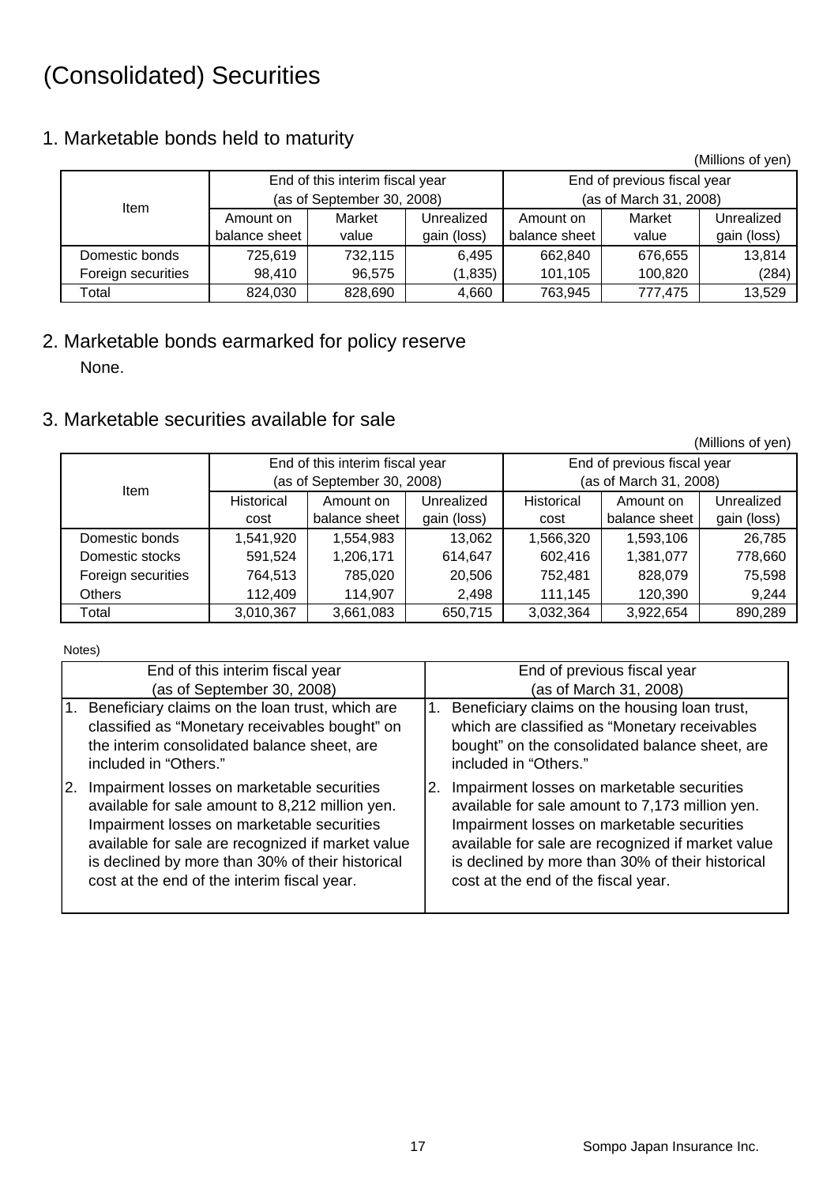# (Consolidated) Securities

## 1. Marketable bonds held to maturity

(Millions of yen)

| Item | End of this interim fiscal year (as of September 30, 2008) | | | End of previous fiscal year (as of March 31, 2008) | | |
|---|---|---|---|---|---|---|
| | Amount on balance sheet | Market value | Unrealized gain (loss) | Amount on balance sheet | Market value | Unrealized gain (loss) |
| Domestic bonds | 725,619 | 732,115 | 6,495 | 662,840 | 676,655 | 13,814 |
| Foreign securities | 98,410 | 96,575 | (1,835) | 101,105 | 100,820 | (284) |
| Total | 824,030 | 828,690 | 4,660 | 763,945 | 777,475 | 13,529 |

## 2. Marketable bonds earmarked for policy reserve

None.

## 3. Marketable securities available for sale

(Millions of yen)

| Item | End of this interim fiscal year (as of September 30, 2008) | | | End of previous fiscal year (as of March 31, 2008) | | |
|---|---|---|---|---|---|---|
| | Historical cost | Amount on balance sheet | Unrealized gain (loss) | Historical cost | Amount on balance sheet | Unrealized gain (loss) |
| Domestic bonds | 1,541,920 | 1,554,983 | 13,062 | 1,566,320 | 1,593,106 | 26,785 |
| Domestic stocks | 591,524 | 1,206,171 | 614,647 | 602,416 | 1,381,077 | 778,660 |
| Foreign securities | 764,513 | 785,020 | 20,506 | 752,481 | 828,079 | 75,598 |
| Others | 112,409 | 114,907 | 2,498 | 111,145 | 120,390 | 9,244 |
| Total | 3,010,367 | 3,661,083 | 650,715 | 3,032,364 | 3,922,654 | 890,289 |

Notes)

| End of this interim fiscal year (as of September 30, 2008) | End of previous fiscal year (as of March 31, 2008) |
|---|---|
| 1. Beneficiary claims on the loan trust, which are classified as "Monetary receivables bought" on the interim consolidated balance sheet, are included in "Others." | 1. Beneficiary claims on the housing loan trust, which are classified as "Monetary receivables bought" on the consolidated balance sheet, are included in "Others." |
| 2. Impairment losses on marketable securities available for sale amount to 8,212 million yen. Impairment losses on marketable securities available for sale are recognized if market value is declined by more than 30% of their historical cost at the end of the interim fiscal year. | 2. Impairment losses on marketable securities available for sale amount to 7,173 million yen. Impairment losses on marketable securities available for sale are recognized if market value is declined by more than 30% of their historical cost at the end of the fiscal year. |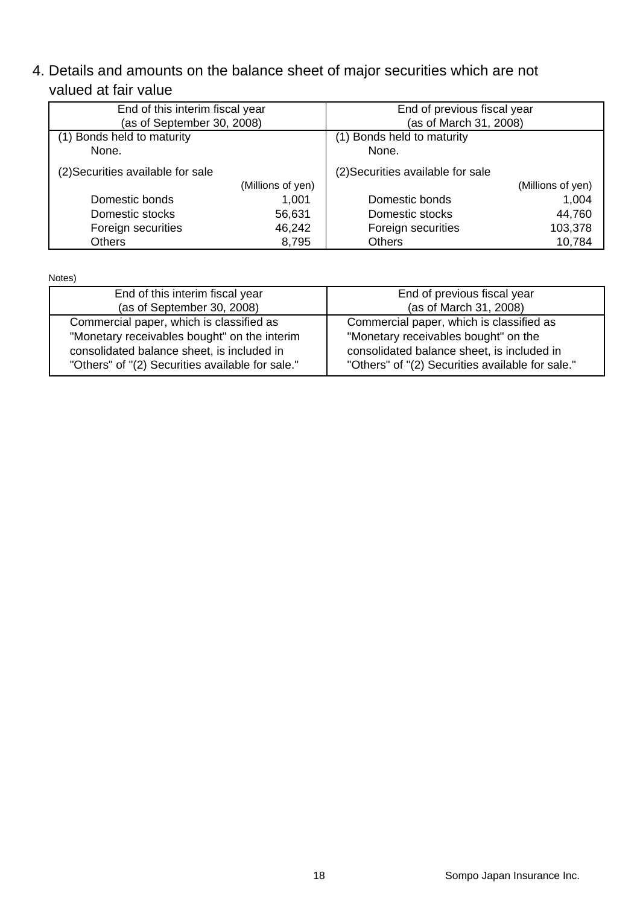## 4. Details and amounts on the balance sheet of major securities which are not valued at fair value

| End of this interim fiscal year (as of September 30, 2008) | | End of previous fiscal year (as of March 31, 2008) | |
|---|---|---|---|
| (1) Bonds held to maturity | | (1) Bonds held to maturity | |
| None. | | None. | |
| (2)Securities available for sale | | (2)Securities available for sale | |
| | (Millions of yen) | | (Millions of yen) |
| Domestic bonds | 1,001 | Domestic bonds | 1,004 |
| Domestic stocks | 56,631 | Domestic stocks | 44,760 |
| Foreign securities | 46,242 | Foreign securities | 103,378 |
| Others | 8,795 | Others | 10,784 |

Notes)

| End of this interim fiscal year (as of September 30, 2008) | End of previous fiscal year (as of March 31, 2008) |
|---|---|
| Commercial paper, which is classified as "Monetary receivables bought" on the interim consolidated balance sheet, is included in "Others" of "(2) Securities available for sale." | Commercial paper, which is classified as "Monetary receivables bought" on the consolidated balance sheet, is included in "Others" of "(2) Securities available for sale." |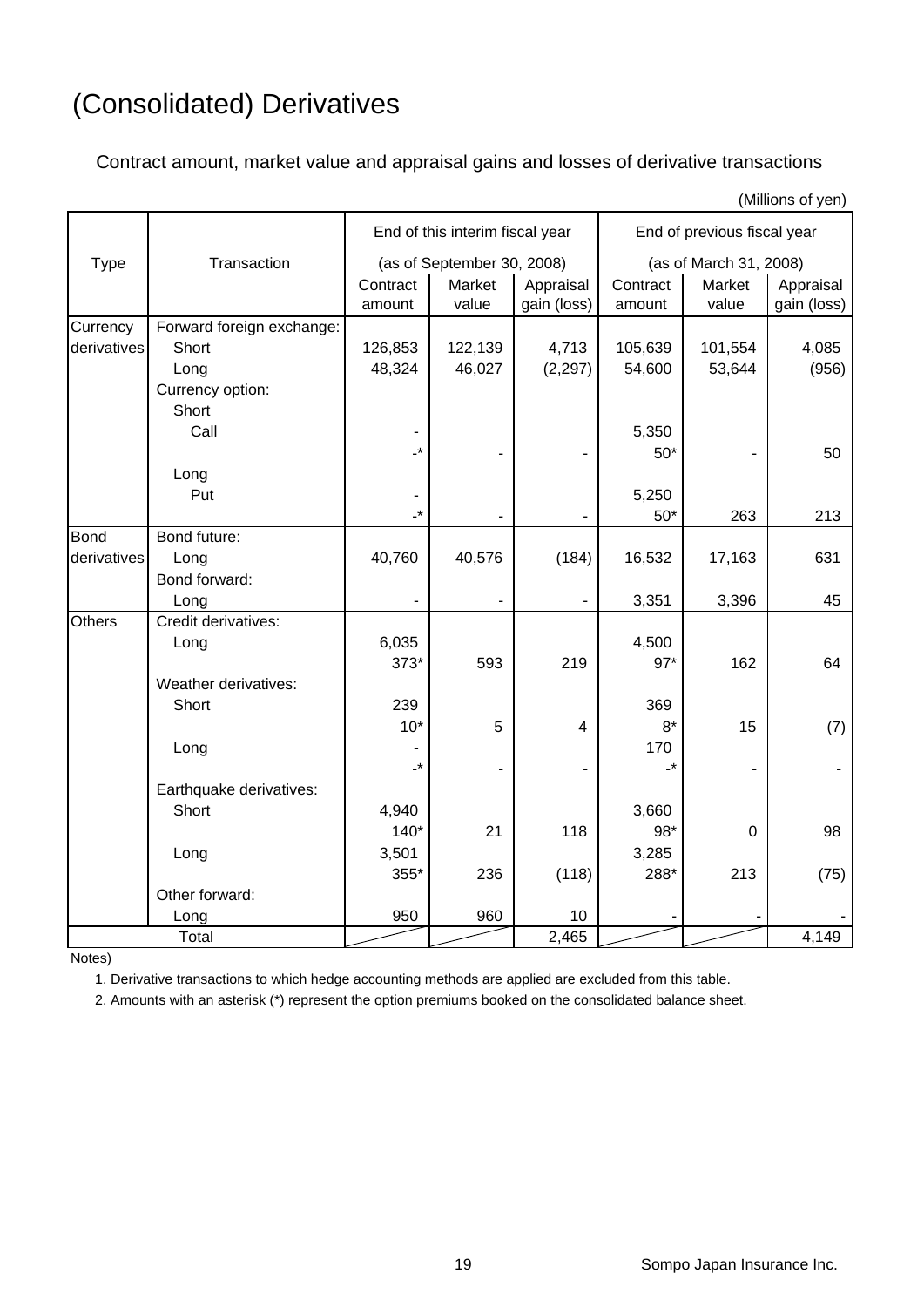# (Consolidated) Derivatives

Contract amount, market value and appraisal gains and losses of derivative transactions

(Millions of yen)

| Type | Transaction | End of this interim fiscal year (as of September 30, 2008) | | | End of previous fiscal year (as of March 31, 2008) | | |
|---|---|---|---|---|---|---|---|
| | | Contract amount | Market value | Appraisal gain (loss) | Contract amount | Market value | Appraisal gain (loss) |
| Currency derivatives | Forward foreign exchange: | | | | | | |
| | Short | 126,853 | 122,139 | 4,713 | 105,639 | 101,554 | 4,085 |
| | Long | 48,324 | 46,027 | (2,297) | 54,600 | 53,644 | (956) |
| | Currency option: | | | | | | |
| | Short | | | | | | |
| | Call | - | | | 5,350 | | |
| | | -* | - | - | 50* | - | 50 |
| | Long | | | | | | |
| | Put | - | | | 5,250 | | |
| | | -* | - | - | 50* | 263 | 213 |
| Bond derivatives | Bond future: | | | | | | |
| | Long | 40,760 | 40,576 | (184) | 16,532 | 17,163 | 631 |
| | Bond forward: | | | | | | |
| | Long | - | - | - | 3,351 | 3,396 | 45 |
| Others | Credit derivatives: | | | | | | |
| | Long | 6,035 | | | 4,500 | | |
| | | 373* | 593 | 219 | 97* | 162 | 64 |
| | Weather derivatives: | | | | | | |
| | Short | 239 | | | 369 | | |
| | | 10* | 5 | 4 | 8* | 15 | (7) |
| | Long | - | | | 170 | | |
| | | -* | - | - | -* | - | - |
| | Earthquake derivatives: | | | | | | |
| | Short | 4,940 | | | 3,660 | | |
| | | 140* | 21 | 118 | 98* | 0 | 98 |
| | Long | 3,501 | | | 3,285 | | |
| | | 355* | 236 | (118) | 288* | 213 | (75) |
| | Other forward: | | | | | | |
| | Long | 950 | 960 | 10 | - | - | - |
| Total | | | | 2,465 | | | 4,149 |

Notes)

1. Derivative transactions to which hedge accounting methods are applied are excluded from this table.
2. Amounts with an asterisk (*) represent the option premiums booked on the consolidated balance sheet.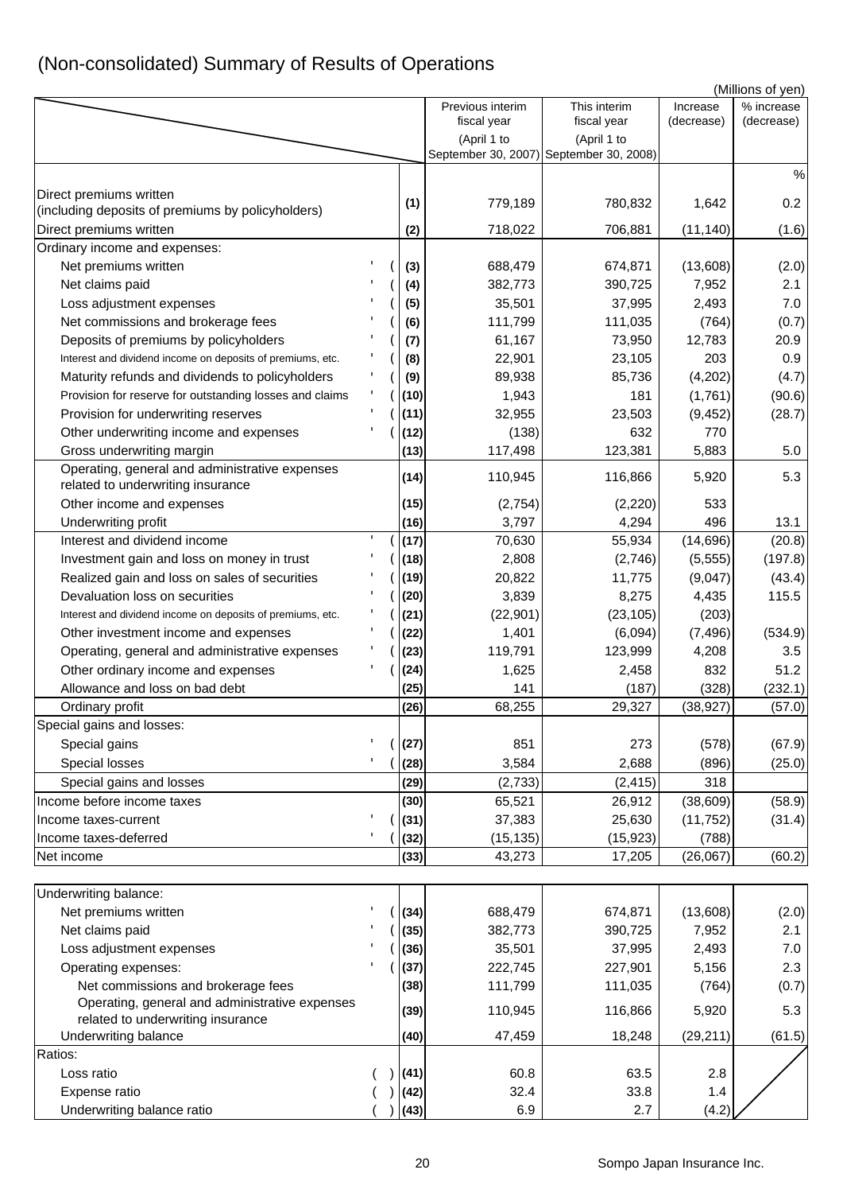# (Non-consolidated) Summary of Results of Operations

(Millions of yen)

| | | Previous interim fiscal year (April 1 to September 30, 2007) | This interim fiscal year (April 1 to September 30, 2008) | Increase (decrease) | % increase (decrease) |
|---|---|---|---|---|---|
| | | | | | % |
| Direct premiums written (including deposits of premiums by policyholders) | (1) | 779,189 | 780,832 | 1,642 | 0.2 |
| Direct premiums written | (2) | 718,022 | 706,881 | (11,140) | (1.6) |
| Ordinary income and expenses: | | | | | |
| Net premiums written | (3) | 688,479 | 674,871 | (13,608) | (2.0) |
| Net claims paid | (4) | 382,773 | 390,725 | 7,952 | 2.1 |
| Loss adjustment expenses | (5) | 35,501 | 37,995 | 2,493 | 7.0 |
| Net commissions and brokerage fees | (6) | 111,799 | 111,035 | (764) | (0.7) |
| Deposits of premiums by policyholders | (7) | 61,167 | 73,950 | 12,783 | 20.9 |
| Interest and dividend income on deposits of premiums, etc. | (8) | 22,901 | 23,105 | 203 | 0.9 |
| Maturity refunds and dividends to policyholders | (9) | 89,938 | 85,736 | (4,202) | (4.7) |
| Provision for reserve for outstanding losses and claims | (10) | 1,943 | 181 | (1,761) | (90.6) |
| Provision for underwriting reserves | (11) | 32,955 | 23,503 | (9,452) | (28.7) |
| Other underwriting income and expenses | (12) | (138) | 632 | 770 | |
| Gross underwriting margin | (13) | 117,498 | 123,381 | 5,883 | 5.0 |
| Operating, general and administrative expenses related to underwriting insurance | (14) | 110,945 | 116,866 | 5,920 | 5.3 |
| Other income and expenses | (15) | (2,754) | (2,220) | 533 | |
| Underwriting profit | (16) | 3,797 | 4,294 | 496 | 13.1 |
| Interest and dividend income | (17) | 70,630 | 55,934 | (14,696) | (20.8) |
| Investment gain and loss on money in trust | (18) | 2,808 | (2,746) | (5,555) | (197.8) |
| Realized gain and loss on sales of securities | (19) | 20,822 | 11,775 | (9,047) | (43.4) |
| Devaluation loss on securities | (20) | 3,839 | 8,275 | 4,435 | 115.5 |
| Interest and dividend income on deposits of premiums, etc. | (21) | (22,901) | (23,105) | (203) | |
| Other investment income and expenses | (22) | 1,401 | (6,094) | (7,496) | (534.9) |
| Operating, general and administrative expenses | (23) | 119,791 | 123,999 | 4,208 | 3.5 |
| Other ordinary income and expenses | (24) | 1,625 | 2,458 | 832 | 51.2 |
| Allowance and loss on bad debt | (25) | 141 | (187) | (328) | (232.1) |
| Ordinary profit | (26) | 68,255 | 29,327 | (38,927) | (57.0) |
| Special gains and losses: | | | | | |
| Special gains | (27) | 851 | 273 | (578) | (67.9) |
| Special losses | (28) | 3,584 | 2,688 | (896) | (25.0) |
| Special gains and losses | (29) | (2,733) | (2,415) | 318 | |
| Income before income taxes | (30) | 65,521 | 26,912 | (38,609) | (58.9) |
| Income taxes-current | (31) | 37,383 | 25,630 | (11,752) | (31.4) |
| Income taxes-deferred | (32) | (15,135) | (15,923) | (788) | |
| Net income | (33) | 43,273 | 17,205 | (26,067) | (60.2) |

| | | Previous interim fiscal year | This interim fiscal year | Increase (decrease) | % increase (decrease) |
|---|---|---|---|---|---|
| Underwriting balance: | | | | | |
| Net premiums written | (34) | 688,479 | 674,871 | (13,608) | (2.0) |
| Net claims paid | (35) | 382,773 | 390,725 | 7,952 | 2.1 |
| Loss adjustment expenses | (36) | 35,501 | 37,995 | 2,493 | 7.0 |
| Operating expenses: | (37) | 222,745 | 227,901 | 5,156 | 2.3 |
| Net commissions and brokerage fees | (38) | 111,799 | 111,035 | (764) | (0.7) |
| Operating, general and administrative expenses related to underwriting insurance | (39) | 110,945 | 116,866 | 5,920 | 5.3 |
| Underwriting balance | (40) | 47,459 | 18,248 | (29,211) | (61.5) |
| Ratios: | | | | | |
| Loss ratio | (41) | 60.8 | 63.5 | 2.8 | |
| Expense ratio | (42) | 32.4 | 33.8 | 1.4 | |
| Underwriting balance ratio | (43) | 6.9 | 2.7 | (4.2) | |

Sompo Japan Insurance Inc.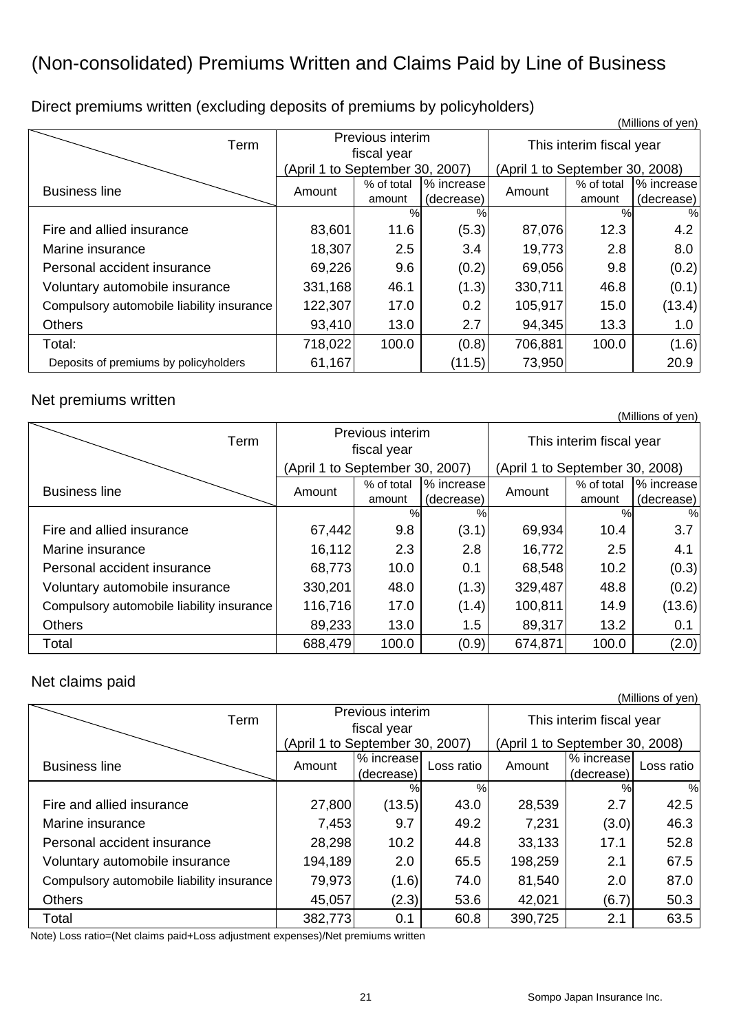# (Non-consolidated) Premiums Written and Claims Paid by Line of Business

## Direct premiums written (excluding deposits of premiums by policyholders)

(Millions of yen)

| Term / Business line | Previous interim fiscal year (April 1 to September 30, 2007) | | | This interim fiscal year (April 1 to September 30, 2008) | | |
|---|---|---|---|---|---|---|
| | Amount | % of total amount | % increase (decrease) | Amount | % of total amount | % increase (decrease) |
| | | % | % | | % | % |
| Fire and allied insurance | 83,601 | 11.6 | (5.3) | 87,076 | 12.3 | 4.2 |
| Marine insurance | 18,307 | 2.5 | 3.4 | 19,773 | 2.8 | 8.0 |
| Personal accident insurance | 69,226 | 9.6 | (0.2) | 69,056 | 9.8 | (0.2) |
| Voluntary automobile insurance | 331,168 | 46.1 | (1.3) | 330,711 | 46.8 | (0.1) |
| Compulsory automobile liability insurance | 122,307 | 17.0 | 0.2 | 105,917 | 15.0 | (13.4) |
| Others | 93,410 | 13.0 | 2.7 | 94,345 | 13.3 | 1.0 |
| Total: | 718,022 | 100.0 | (0.8) | 706,881 | 100.0 | (1.6) |
| Deposits of premiums by policyholders | 61,167 | | (11.5) | 73,950 | | 20.9 |

## Net premiums written

(Millions of yen)

| Term / Business line | Previous interim fiscal year (April 1 to September 30, 2007) | | | This interim fiscal year (April 1 to September 30, 2008) | | |
|---|---|---|---|---|---|---|
| | Amount | % of total amount | % increase (decrease) | Amount | % of total amount | % increase (decrease) |
| | | % | % | | % | % |
| Fire and allied insurance | 67,442 | 9.8 | (3.1) | 69,934 | 10.4 | 3.7 |
| Marine insurance | 16,112 | 2.3 | 2.8 | 16,772 | 2.5 | 4.1 |
| Personal accident insurance | 68,773 | 10.0 | 0.1 | 68,548 | 10.2 | (0.3) |
| Voluntary automobile insurance | 330,201 | 48.0 | (1.3) | 329,487 | 48.8 | (0.2) |
| Compulsory automobile liability insurance | 116,716 | 17.0 | (1.4) | 100,811 | 14.9 | (13.6) |
| Others | 89,233 | 13.0 | 1.5 | 89,317 | 13.2 | 0.1 |
| Total | 688,479 | 100.0 | (0.9) | 674,871 | 100.0 | (2.0) |

## Net claims paid

(Millions of yen)

| Term / Business line | Previous interim fiscal year (April 1 to September 30, 2007) | | | This interim fiscal year (April 1 to September 30, 2008) | | |
|---|---|---|---|---|---|---|
| | Amount | % increase (decrease) | Loss ratio | Amount | % increase (decrease) | Loss ratio |
| | | % | % | | % | % |
| Fire and allied insurance | 27,800 | (13.5) | 43.0 | 28,539 | 2.7 | 42.5 |
| Marine insurance | 7,453 | 9.7 | 49.2 | 7,231 | (3.0) | 46.3 |
| Personal accident insurance | 28,298 | 10.2 | 44.8 | 33,133 | 17.1 | 52.8 |
| Voluntary automobile insurance | 194,189 | 2.0 | 65.5 | 198,259 | 2.1 | 67.5 |
| Compulsory automobile liability insurance | 79,973 | (1.6) | 74.0 | 81,540 | 2.0 | 87.0 |
| Others | 45,057 | (2.3) | 53.6 | 42,021 | (6.7) | 50.3 |
| Total | 382,773 | 0.1 | 60.8 | 390,725 | 2.1 | 63.5 |

Note) Loss ratio=(Net claims paid+Loss adjustment expenses)/Net premiums written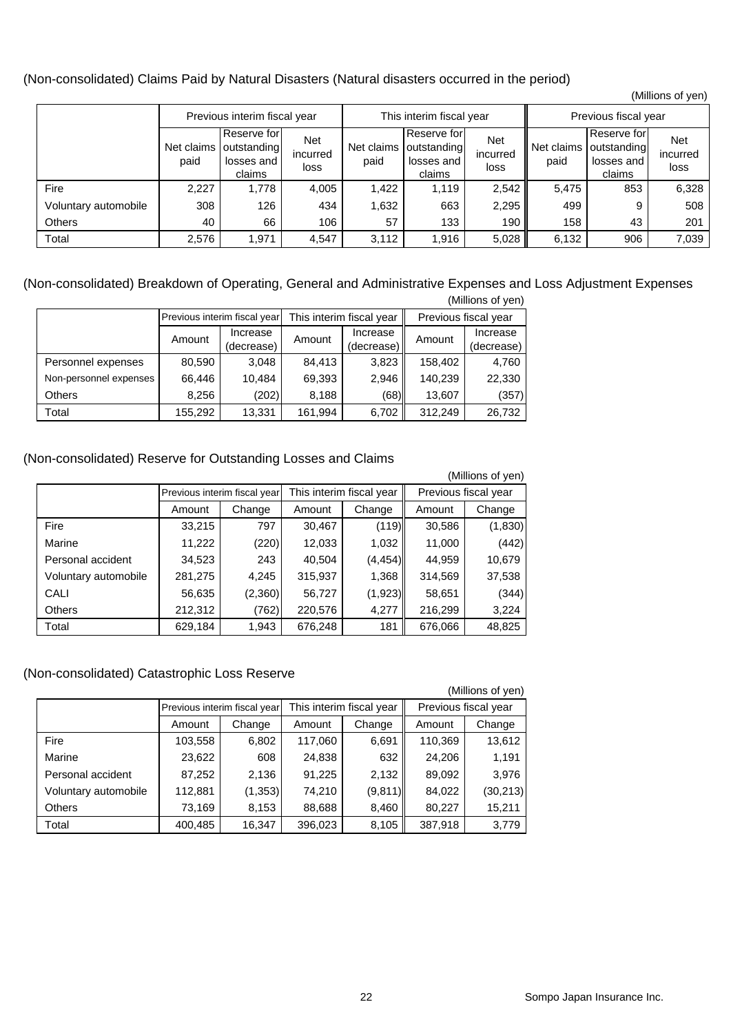### (Non-consolidated) Claims Paid by Natural Disasters (Natural disasters occurred in the period)

(Millions of yen)

| | Previous interim fiscal year | | | This interim fiscal year | | | Previous fiscal year | | |
|---|---|---|---|---|---|---|---|---|---|
| | Net claims paid | Reserve for outstanding losses and claims | Net incurred loss | Net claims paid | Reserve for outstanding losses and claims | Net incurred loss | Net claims paid | Reserve for outstanding losses and claims | Net incurred loss |
| Fire | 2,227 | 1,778 | 4,005 | 1,422 | 1,119 | 2,542 | 5,475 | 853 | 6,328 |
| Voluntary automobile | 308 | 126 | 434 | 1,632 | 663 | 2,295 | 499 | 9 | 508 |
| Others | 40 | 66 | 106 | 57 | 133 | 190 | 158 | 43 | 201 |
| Total | 2,576 | 1,971 | 4,547 | 3,112 | 1,916 | 5,028 | 6,132 | 906 | 7,039 |

### (Non-consolidated) Breakdown of Operating, General and Administrative Expenses and Loss Adjustment Expenses

(Millions of yen)

| | Previous interim fiscal year | | This interim fiscal year | | Previous fiscal year | |
|---|---|---|---|---|---|---|
| | Amount | Increase (decrease) | Amount | Increase (decrease) | Amount | Increase (decrease) |
| Personnel expenses | 80,590 | 3,048 | 84,413 | 3,823 | 158,402 | 4,760 |
| Non-personnel expenses | 66,446 | 10,484 | 69,393 | 2,946 | 140,239 | 22,330 |
| Others | 8,256 | (202) | 8,188 | (68) | 13,607 | (357) |
| Total | 155,292 | 13,331 | 161,994 | 6,702 | 312,249 | 26,732 |

### (Non-consolidated) Reserve for Outstanding Losses and Claims

(Millions of yen)

| | Previous interim fiscal year | | This interim fiscal year | | Previous fiscal year | |
|---|---|---|---|---|---|---|
| | Amount | Change | Amount | Change | Amount | Change |
| Fire | 33,215 | 797 | 30,467 | (119) | 30,586 | (1,830) |
| Marine | 11,222 | (220) | 12,033 | 1,032 | 11,000 | (442) |
| Personal accident | 34,523 | 243 | 40,504 | (4,454) | 44,959 | 10,679 |
| Voluntary automobile | 281,275 | 4,245 | 315,937 | 1,368 | 314,569 | 37,538 |
| CALI | 56,635 | (2,360) | 56,727 | (1,923) | 58,651 | (344) |
| Others | 212,312 | (762) | 220,576 | 4,277 | 216,299 | 3,224 |
| Total | 629,184 | 1,943 | 676,248 | 181 | 676,066 | 48,825 |

### (Non-consolidated) Catastrophic Loss Reserve

(Millions of yen)

| | Previous interim fiscal year | | This interim fiscal year | | Previous fiscal year | |
|---|---|---|---|---|---|---|
| | Amount | Change | Amount | Change | Amount | Change |
| Fire | 103,558 | 6,802 | 117,060 | 6,691 | 110,369 | 13,612 |
| Marine | 23,622 | 608 | 24,838 | 632 | 24,206 | 1,191 |
| Personal accident | 87,252 | 2,136 | 91,225 | 2,132 | 89,092 | 3,976 |
| Voluntary automobile | 112,881 | (1,353) | 74,210 | (9,811) | 84,022 | (30,213) |
| Others | 73,169 | 8,153 | 88,688 | 8,460 | 80,227 | 15,211 |
| Total | 400,485 | 16,347 | 396,023 | 8,105 | 387,918 | 3,779 |

Sompo Japan Insurance Inc.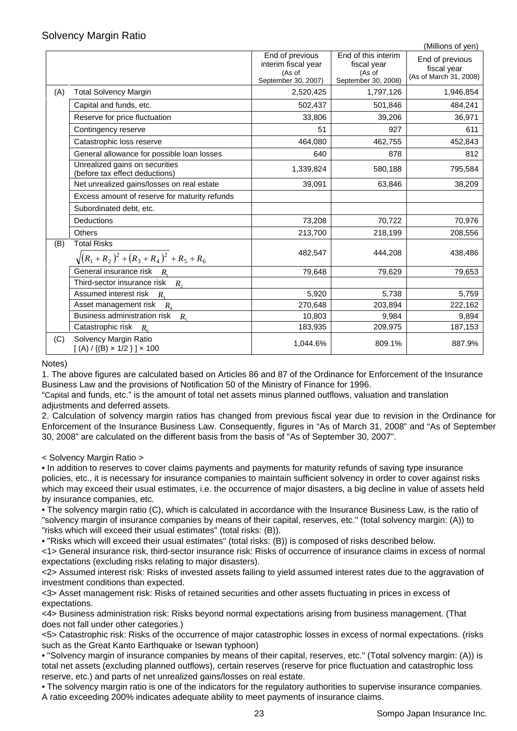## Solvency Margin Ratio

(Millions of yen)

| | | End of previous interim fiscal year (As of September 30, 2007) | End of this interim fiscal year (As of September 30, 2008) | End of previous fiscal year (As of March 31, 2008) |
|---|---|---|---|---|
| (A) | Total Solvency Margin | 2,520,425 | 1,797,126 | 1,946,854 |
| | Capital and funds, etc. | 502,437 | 501,846 | 484,241 |
| | Reserve for price fluctuation | 33,806 | 39,206 | 36,971 |
| | Contingency reserve | 51 | 927 | 611 |
| | Catastrophic loss reserve | 464,080 | 462,755 | 452,843 |
| | General allowance for possible loan losses | 640 | 878 | 812 |
| | Unrealized gains on securities (before tax effect deductions) | 1,339,824 | 580,188 | 795,584 |
| | Net unrealized gains/losses on real estate | 39,091 | 63,846 | 38,209 |
| | Excess amount of reserve for maturity refunds | | | |
| | Subordinated debt, etc. | | | |
| | Deductions | 73,208 | 70,722 | 70,976 |
| | Others | 213,700 | 218,199 | 208,556 |
| (B) | Total Risks $\sqrt{(R_1+R_2)^2+(R_3+R_4)^2}+R_5+R_6$ | 482,547 | 444,208 | 438,486 |
| | General insurance risk $R_1$ | 79,648 | 79,629 | 79,653 |
| | Third-sector insurance risk $R_2$ | | | |
| | Assumed interest risk $R_3$ | 5,920 | 5,738 | 5,759 |
| | Asset management risk $R_4$ | 270,648 | 203,894 | 222,162 |
| | Business administration risk $R_5$ | 10,803 | 9,984 | 9,894 |
| | Catastrophic risk $R_6$ | 183,935 | 209,975 | 187,153 |
| (C) | Solvency Margin Ratio [ (A) / {(B) × 1/2 } ] × 100 | 1,044.6% | 809.1% | 887.9% |

Notes)

1. The above figures are calculated based on Articles 86 and 87 of the Ordinance for Enforcement of the Insurance Business Law and the provisions of Notification 50 of the Ministry of Finance for 1996.
"Capital and funds, etc." is the amount of total net assets minus planned outflows, valuation and translation adjustments and deferred assets.
2. Calculation of solvency margin ratios has changed from previous fiscal year due to revision in the Ordinance for Enforcement of the Insurance Business Law. Consequently, figures in "As of March 31, 2008" and "As of September 30, 2008" are calculated on the different basis from the basis of "As of September 30, 2007".

< Solvency Margin Ratio >

- In addition to reserves to cover claims payments and payments for maturity refunds of saving type insurance policies, etc., it is necessary for insurance companies to maintain sufficient solvency in order to cover against risks which may exceed their usual estimates, i.e. the occurrence of major disasters, a big decline in value of assets held by insurance companies, etc.
- The solvency margin ratio (C), which is calculated in accordance with the Insurance Business Law, is the ratio of "solvency margin of insurance companies by means of their capital, reserves, etc." (total solvency margin: (A)) to "risks which will exceed their usual estimates" (total risks: (B)).
- "Risks which will exceed their usual estimates" (total risks: (B)) is composed of risks described below.

<1> General insurance risk, third-sector insurance risk: Risks of occurrence of insurance claims in excess of normal expectations (excluding risks relating to major disasters).
<2> Assumed interest risk: Risks of invested assets failing to yield assumed interest rates due to the aggravation of investment conditions than expected.
<3> Asset management risk: Risks of retained securities and other assets fluctuating in prices in excess of expectations.
<4> Business administration risk: Risks beyond normal expectations arising from business management. (That does not fall under other categories.)
<5> Catastrophic risk: Risks of the occurrence of major catastrophic losses in excess of normal expectations. (risks such as the Great Kanto Earthquake or Isewan typhoon)

- "Solvency margin of insurance companies by means of their capital, reserves, etc." (Total solvency margin: (A)) is total net assets (excluding planned outflows), certain reserves (reserve for price fluctuation and catastrophic loss reserve, etc.) and parts of net unrealized gains/losses on real estate.
- The solvency margin ratio is one of the indicators for the regulatory authorities to supervise insurance companies. A ratio exceeding 200% indicates adequate ability to meet payments of insurance claims.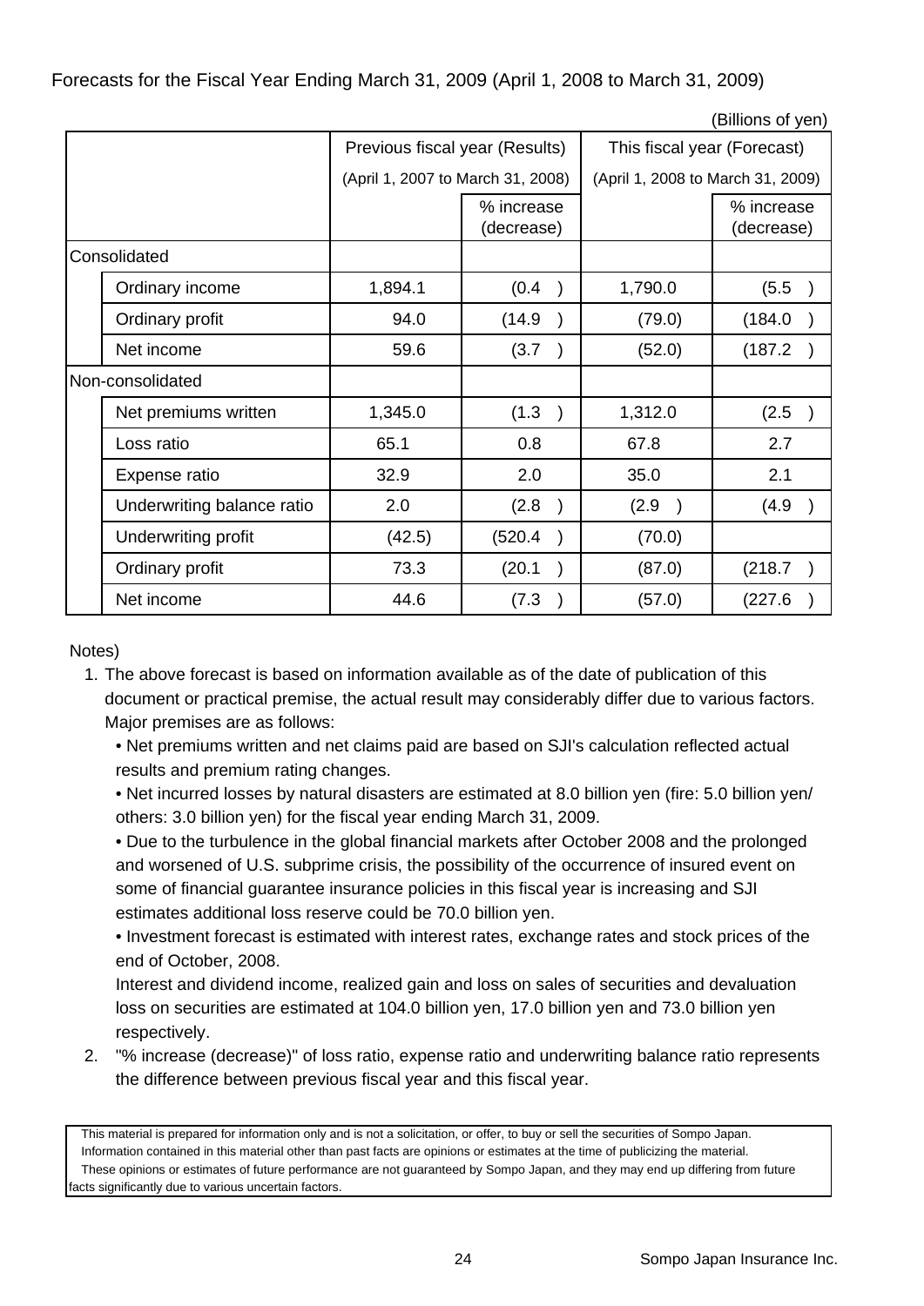Forecasts for the Fiscal Year Ending March 31, 2009 (April 1, 2008 to March 31, 2009)

(Billions of yen)

| | | Previous fiscal year (Results) (April 1, 2007 to March 31, 2008) | | This fiscal year (Forecast) (April 1, 2008 to March 31, 2009) | |
|---|---|---|---|---|---|
| | | | % increase (decrease) | | % increase (decrease) |
| Consolidated | | | | | |
| | Ordinary income | 1,894.1 | (0.4 ) | 1,790.0 | (5.5 ) |
| | Ordinary profit | 94.0 | (14.9 ) | (79.0) | (184.0 ) |
| | Net income | 59.6 | (3.7 ) | (52.0) | (187.2 ) |
| Non-consolidated | | | | | |
| | Net premiums written | 1,345.0 | (1.3 ) | 1,312.0 | (2.5 ) |
| | Loss ratio | 65.1 | 0.8 | 67.8 | 2.7 |
| | Expense ratio | 32.9 | 2.0 | 35.0 | 2.1 |
| | Underwriting balance ratio | 2.0 | (2.8 ) | (2.9 ) | (4.9 ) |
| | Underwriting profit | (42.5) | (520.4 ) | (70.0) | |
| | Ordinary profit | 73.3 | (20.1 ) | (87.0) | (218.7 ) |
| | Net income | 44.6 | (7.3 ) | (57.0) | (227.6 ) |

Notes)

1. The above forecast is based on information available as of the date of publication of this document or practical premise, the actual result may considerably differ due to various factors. Major premises are as follows:
   - Net premiums written and net claims paid are based on SJI's calculation reflected actual results and premium rating changes.
   - Net incurred losses by natural disasters are estimated at 8.0 billion yen (fire: 5.0 billion yen/ others: 3.0 billion yen) for the fiscal year ending March 31, 2009.
   - Due to the turbulence in the global financial markets after October 2008 and the prolonged and worsened of U.S. subprime crisis, the possibility of the occurrence of insured event on some of financial guarantee insurance policies in this fiscal year is increasing and SJI estimates additional loss reserve could be 70.0 billion yen.
   - Investment forecast is estimated with interest rates, exchange rates and stock prices of the end of October, 2008.

   Interest and dividend income, realized gain and loss on sales of securities and devaluation loss on securities are estimated at 104.0 billion yen, 17.0 billion yen and 73.0 billion yen respectively.
2. "% increase (decrease)" of loss ratio, expense ratio and underwriting balance ratio represents the difference between previous fiscal year and this fiscal year.

This material is prepared for information only and is not a solicitation, or offer, to buy or sell the securities of Sompo Japan.
Information contained in this material other than past facts are opinions or estimates at the time of publicizing the material.
These opinions or estimates of future performance are not guaranteed by Sompo Japan, and they may end up differing from future facts significantly due to various uncertain factors.